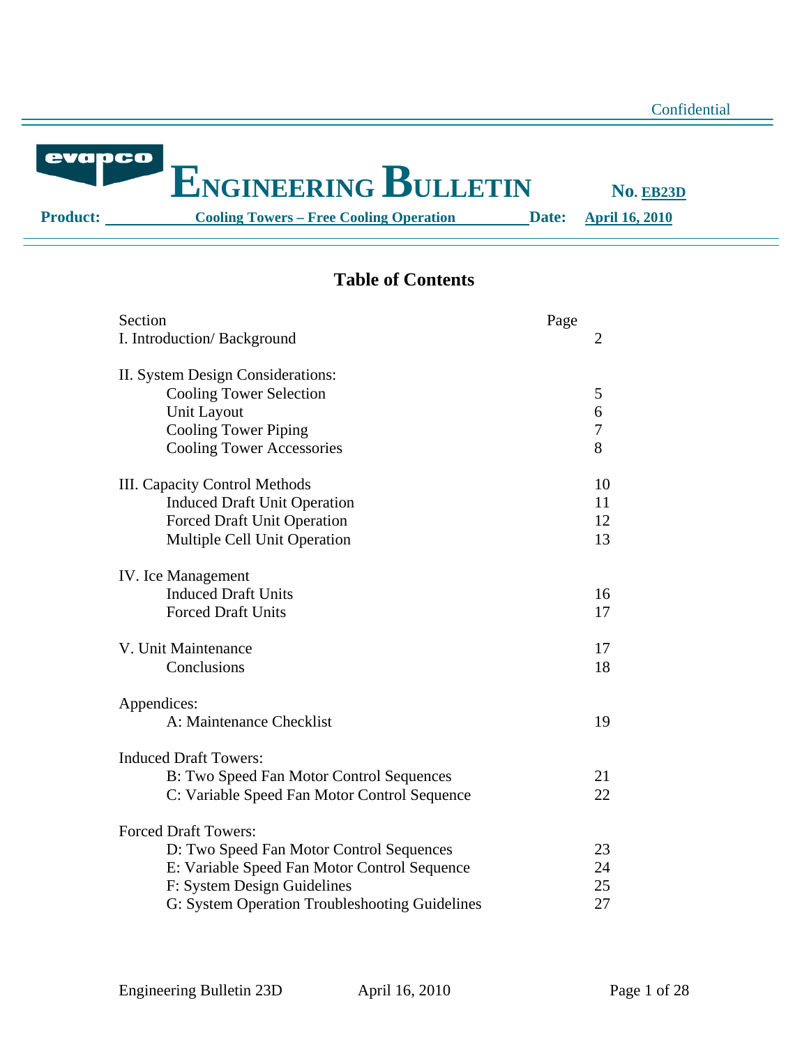Confidential

# ENGINEERING BULLETIN

**No. EB23D**

**Product:** **Cooling Towers – Free Cooling Operation** **Date:** **April 16, 2010**

## Table of Contents

| Section | Page |
|---|---|
| I. Introduction/ Background | 2 |
| II. System Design Considerations: | |
| Cooling Tower Selection | 5 |
| Unit Layout | 6 |
| Cooling Tower Piping | 7 |
| Cooling Tower Accessories | 8 |
| III. Capacity Control Methods | 10 |
| Induced Draft Unit Operation | 11 |
| Forced Draft Unit Operation | 12 |
| Multiple Cell Unit Operation | 13 |
| IV. Ice Management | |
| Induced Draft Units | 16 |
| Forced Draft Units | 17 |
| V. Unit Maintenance | 17 |
| Conclusions | 18 |
| Appendices: | |
| A: Maintenance Checklist | 19 |
| Induced Draft Towers: | |
| B: Two Speed Fan Motor Control Sequences | 21 |
| C: Variable Speed Fan Motor Control Sequence | 22 |
| Forced Draft Towers: | |
| D: Two Speed Fan Motor Control Sequences | 23 |
| E: Variable Speed Fan Motor Control Sequence | 24 |
| F: System Design Guidelines | 25 |
| G: System Operation Troubleshooting Guidelines | 27 |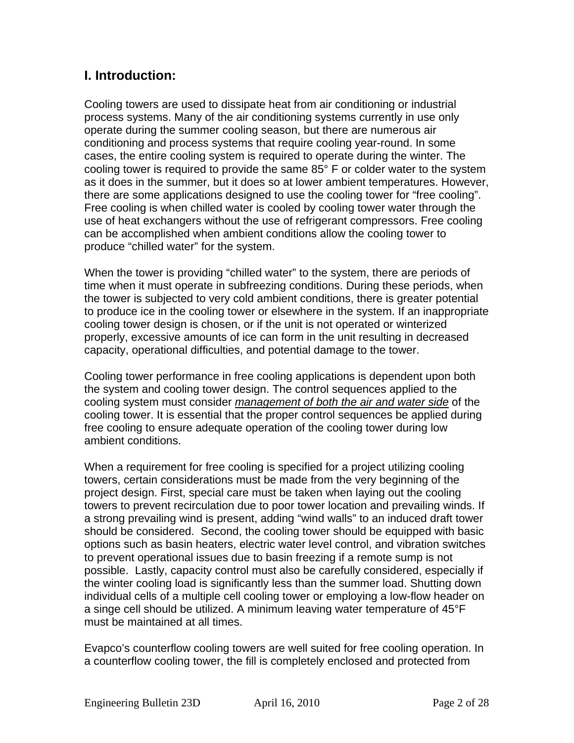## I. Introduction:

Cooling towers are used to dissipate heat from air conditioning or industrial process systems. Many of the air conditioning systems currently in use only operate during the summer cooling season, but there are numerous air conditioning and process systems that require cooling year-round. In some cases, the entire cooling system is required to operate during the winter. The cooling tower is required to provide the same 85° F or colder water to the system as it does in the summer, but it does so at lower ambient temperatures. However, there are some applications designed to use the cooling tower for "free cooling". Free cooling is when chilled water is cooled by cooling tower water through the use of heat exchangers without the use of refrigerant compressors. Free cooling can be accomplished when ambient conditions allow the cooling tower to produce "chilled water" for the system.

When the tower is providing "chilled water" to the system, there are periods of time when it must operate in subfreezing conditions. During these periods, when the tower is subjected to very cold ambient conditions, there is greater potential to produce ice in the cooling tower or elsewhere in the system. If an inappropriate cooling tower design is chosen, or if the unit is not operated or winterized properly, excessive amounts of ice can form in the unit resulting in decreased capacity, operational difficulties, and potential damage to the tower.

Cooling tower performance in free cooling applications is dependent upon both the system and cooling tower design. The control sequences applied to the cooling system must consider ***management of both the air and water side*** of the cooling tower. It is essential that the proper control sequences be applied during free cooling to ensure adequate operation of the cooling tower during low ambient conditions.

When a requirement for free cooling is specified for a project utilizing cooling towers, certain considerations must be made from the very beginning of the project design. First, special care must be taken when laying out the cooling towers to prevent recirculation due to poor tower location and prevailing winds. If a strong prevailing wind is present, adding "wind walls" to an induced draft tower should be considered. Second, the cooling tower should be equipped with basic options such as basin heaters, electric water level control, and vibration switches to prevent operational issues due to basin freezing if a remote sump is not possible. Lastly, capacity control must also be carefully considered, especially if the winter cooling load is significantly less than the summer load. Shutting down individual cells of a multiple cell cooling tower or employing a low-flow header on a singe cell should be utilized. A minimum leaving water temperature of 45°F must be maintained at all times.

Evapco's counterflow cooling towers are well suited for free cooling operation. In a counterflow cooling tower, the fill is completely enclosed and protected from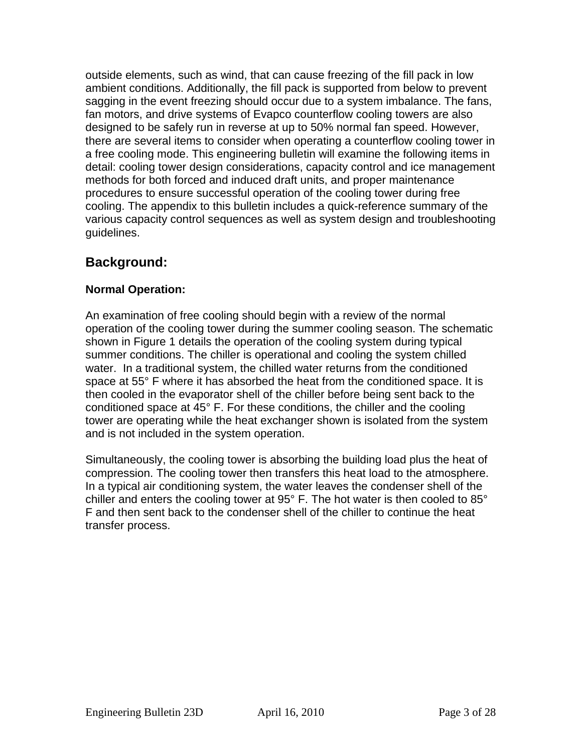outside elements, such as wind, that can cause freezing of the fill pack in low ambient conditions. Additionally, the fill pack is supported from below to prevent sagging in the event freezing should occur due to a system imbalance. The fans, fan motors, and drive systems of Evapco counterflow cooling towers are also designed to be safely run in reverse at up to 50% normal fan speed. However, there are several items to consider when operating a counterflow cooling tower in a free cooling mode. This engineering bulletin will examine the following items in detail: cooling tower design considerations, capacity control and ice management methods for both forced and induced draft units, and proper maintenance procedures to ensure successful operation of the cooling tower during free cooling. The appendix to this bulletin includes a quick-reference summary of the various capacity control sequences as well as system design and troubleshooting guidelines.

## Background:

### Normal Operation:

An examination of free cooling should begin with a review of the normal operation of the cooling tower during the summer cooling season. The schematic shown in Figure 1 details the operation of the cooling system during typical summer conditions. The chiller is operational and cooling the system chilled water. In a traditional system, the chilled water returns from the conditioned space at 55° F where it has absorbed the heat from the conditioned space. It is then cooled in the evaporator shell of the chiller before being sent back to the conditioned space at 45° F. For these conditions, the chiller and the cooling tower are operating while the heat exchanger shown is isolated from the system and is not included in the system operation.

Simultaneously, the cooling tower is absorbing the building load plus the heat of compression. The cooling tower then transfers this heat load to the atmosphere. In a typical air conditioning system, the water leaves the condenser shell of the chiller and enters the cooling tower at 95° F. The hot water is then cooled to 85° F and then sent back to the condenser shell of the chiller to continue the heat transfer process.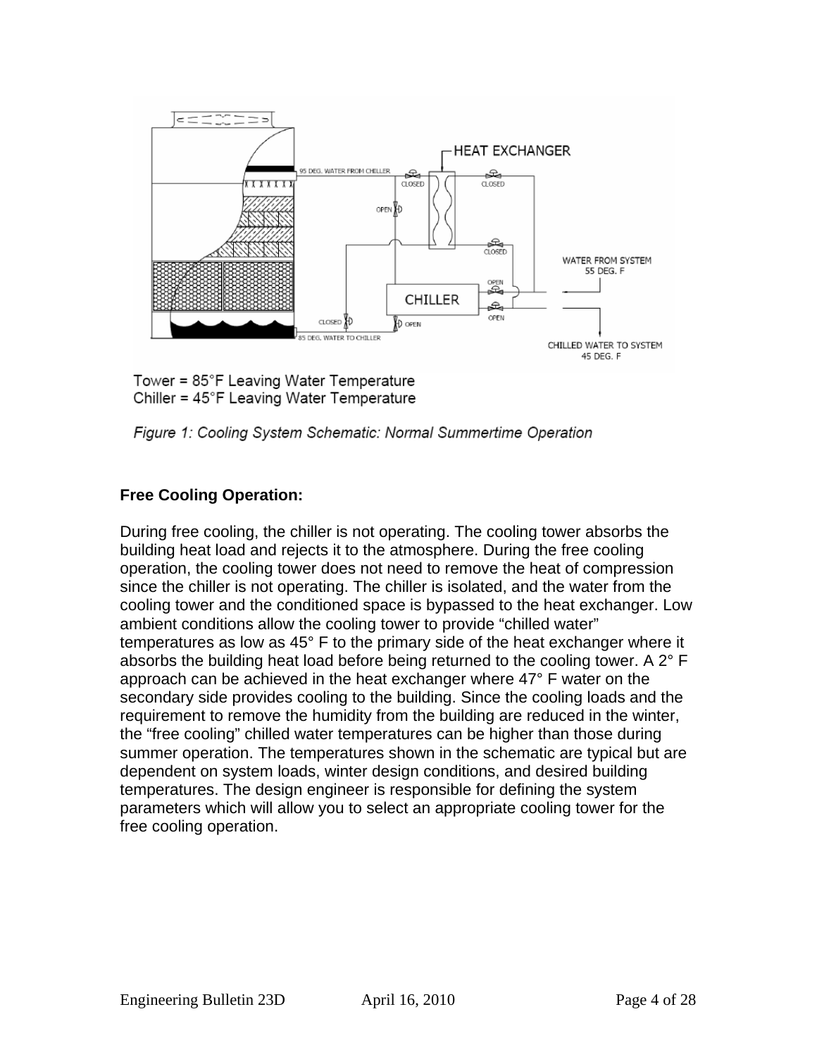Tower = 85°F Leaving Water Temperature
Chiller = 45°F Leaving Water Temperature

*Figure 1: Cooling System Schematic: Normal Summertime Operation*

**Free Cooling Operation:**

During free cooling, the chiller is not operating. The cooling tower absorbs the building heat load and rejects it to the atmosphere. During the free cooling operation, the cooling tower does not need to remove the heat of compression since the chiller is not operating. The chiller is isolated, and the water from the cooling tower and the conditioned space is bypassed to the heat exchanger. Low ambient conditions allow the cooling tower to provide "chilled water" temperatures as low as 45° F to the primary side of the heat exchanger where it absorbs the building heat load before being returned to the cooling tower. A 2° F approach can be achieved in the heat exchanger where 47° F water on the secondary side provides cooling to the building. Since the cooling loads and the requirement to remove the humidity from the building are reduced in the winter, the "free cooling" chilled water temperatures can be higher than those during summer operation. The temperatures shown in the schematic are typical but are dependent on system loads, winter design conditions, and desired building temperatures. The design engineer is responsible for defining the system parameters which will allow you to select an appropriate cooling tower for the free cooling operation.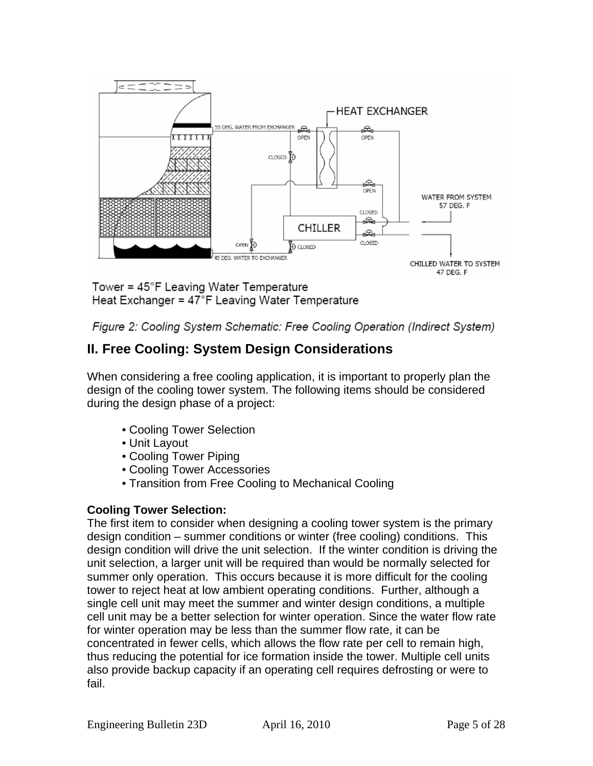Tower = 45°F Leaving Water Temperature
Heat Exchanger = 47°F Leaving Water Temperature

*Figure 2: Cooling System Schematic: Free Cooling Operation (Indirect System)*

## II. Free Cooling: System Design Considerations

When considering a free cooling application, it is important to properly plan the design of the cooling tower system. The following items should be considered during the design phase of a project:

- Cooling Tower Selection
- Unit Layout
- Cooling Tower Piping
- Cooling Tower Accessories
- Transition from Free Cooling to Mechanical Cooling

**Cooling Tower Selection:**
The first item to consider when designing a cooling tower system is the primary design condition – summer conditions or winter (free cooling) conditions. This design condition will drive the unit selection. If the winter condition is driving the unit selection, a larger unit will be required than would be normally selected for summer only operation. This occurs because it is more difficult for the cooling tower to reject heat at low ambient operating conditions. Further, although a single cell unit may meet the summer and winter design conditions, a multiple cell unit may be a better selection for winter operation. Since the water flow rate for winter operation may be less than the summer flow rate, it can be concentrated in fewer cells, which allows the flow rate per cell to remain high, thus reducing the potential for ice formation inside the tower. Multiple cell units also provide backup capacity if an operating cell requires defrosting or were to fail.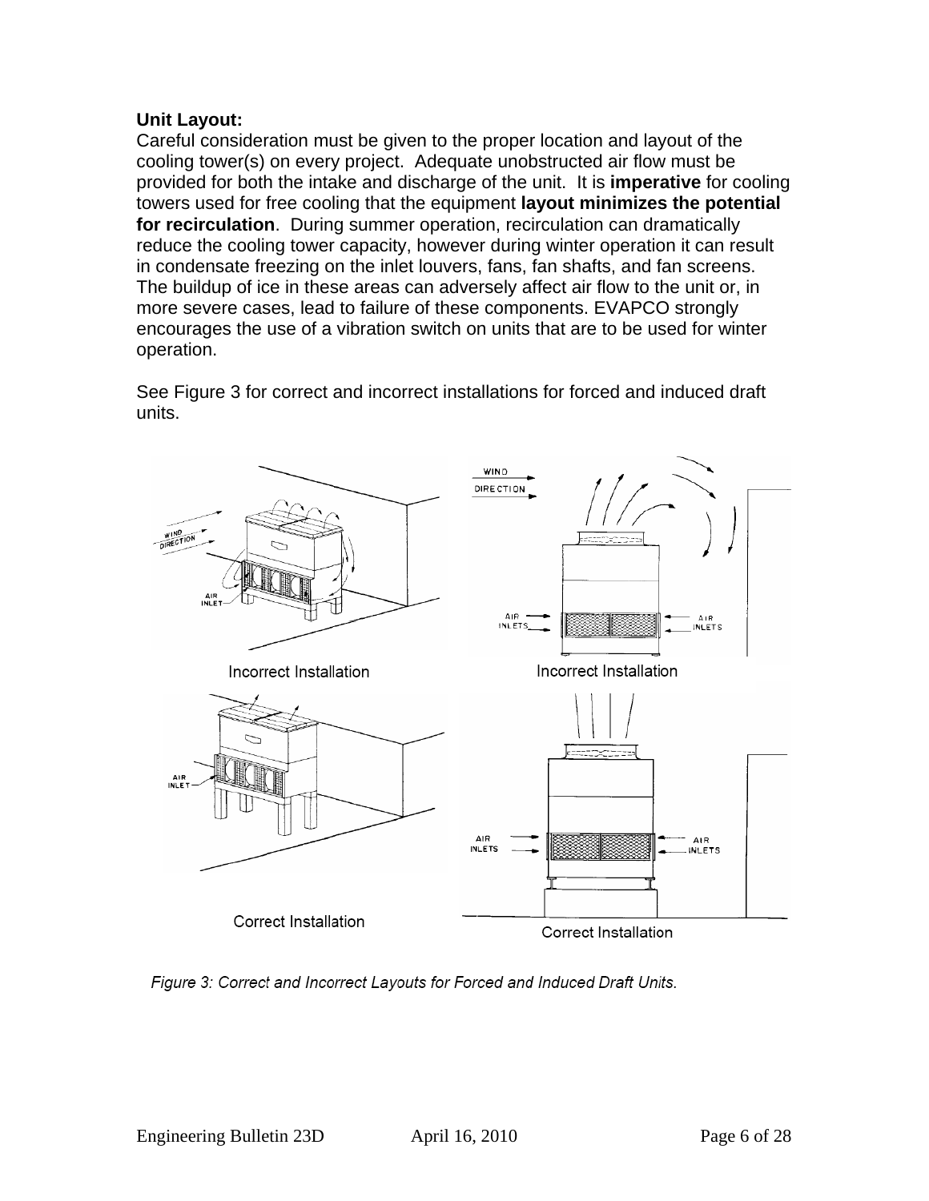**Unit Layout:**
Careful consideration must be given to the proper location and layout of the cooling tower(s) on every project. Adequate unobstructed air flow must be provided for both the intake and discharge of the unit. It is **imperative** for cooling towers used for free cooling that the equipment **layout minimizes the potential for recirculation**. During summer operation, recirculation can dramatically reduce the cooling tower capacity, however during winter operation it can result in condensate freezing on the inlet louvers, fans, fan shafts, and fan screens. The buildup of ice in these areas can adversely affect air flow to the unit or, in more severe cases, lead to failure of these components. EVAPCO strongly encourages the use of a vibration switch on units that are to be used for winter operation.

See Figure 3 for correct and incorrect installations for forced and induced draft units.

*Figure 3: Correct and Incorrect Layouts for Forced and Induced Draft Units.*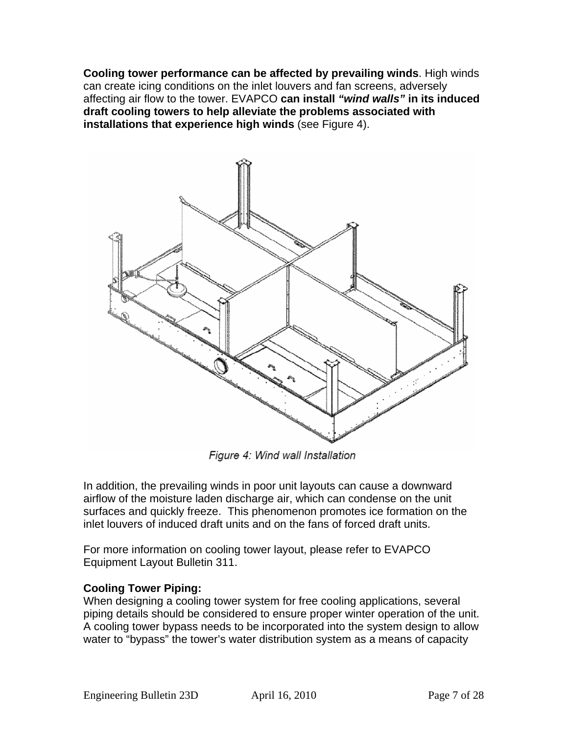**Cooling tower performance can be affected by prevailing winds**. High winds can create icing conditions on the inlet louvers and fan screens, adversely affecting air flow to the tower. EVAPCO **can install *"wind walls"* in its induced draft cooling towers to help alleviate the problems associated with installations that experience high winds** (see Figure 4).

*Figure 4: Wind wall Installation*

In addition, the prevailing winds in poor unit layouts can cause a downward airflow of the moisture laden discharge air, which can condense on the unit surfaces and quickly freeze. This phenomenon promotes ice formation on the inlet louvers of induced draft units and on the fans of forced draft units.

For more information on cooling tower layout, please refer to EVAPCO Equipment Layout Bulletin 311.

**Cooling Tower Piping:**

When designing a cooling tower system for free cooling applications, several piping details should be considered to ensure proper winter operation of the unit. A cooling tower bypass needs to be incorporated into the system design to allow water to "bypass" the tower's water distribution system as a means of capacity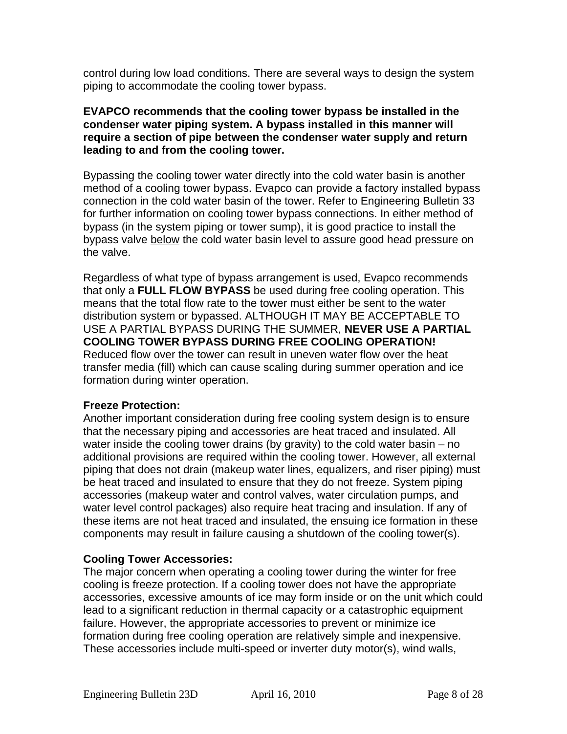control during low load conditions. There are several ways to design the system piping to accommodate the cooling tower bypass.

**EVAPCO recommends that the cooling tower bypass be installed in the condenser water piping system. A bypass installed in this manner will require a section of pipe between the condenser water supply and return leading to and from the cooling tower.**

Bypassing the cooling tower water directly into the cold water basin is another method of a cooling tower bypass. Evapco can provide a factory installed bypass connection in the cold water basin of the tower. Refer to Engineering Bulletin 33 for further information on cooling tower bypass connections. In either method of bypass (in the system piping or tower sump), it is good practice to install the bypass valve <u>below</u> the cold water basin level to assure good head pressure on the valve.

Regardless of what type of bypass arrangement is used, Evapco recommends that only a **FULL FLOW BYPASS** be used during free cooling operation. This means that the total flow rate to the tower must either be sent to the water distribution system or bypassed. ALTHOUGH IT MAY BE ACCEPTABLE TO USE A PARTIAL BYPASS DURING THE SUMMER, **NEVER USE A PARTIAL COOLING TOWER BYPASS DURING FREE COOLING OPERATION!** Reduced flow over the tower can result in uneven water flow over the heat transfer media (fill) which can cause scaling during summer operation and ice formation during winter operation.

**Freeze Protection:**
Another important consideration during free cooling system design is to ensure that the necessary piping and accessories are heat traced and insulated. All water inside the cooling tower drains (by gravity) to the cold water basin – no additional provisions are required within the cooling tower. However, all external piping that does not drain (makeup water lines, equalizers, and riser piping) must be heat traced and insulated to ensure that they do not freeze. System piping accessories (makeup water and control valves, water circulation pumps, and water level control packages) also require heat tracing and insulation. If any of these items are not heat traced and insulated, the ensuing ice formation in these components may result in failure causing a shutdown of the cooling tower(s).

**Cooling Tower Accessories:**
The major concern when operating a cooling tower during the winter for free cooling is freeze protection. If a cooling tower does not have the appropriate accessories, excessive amounts of ice may form inside or on the unit which could lead to a significant reduction in thermal capacity or a catastrophic equipment failure. However, the appropriate accessories to prevent or minimize ice formation during free cooling operation are relatively simple and inexpensive. These accessories include multi-speed or inverter duty motor(s), wind walls,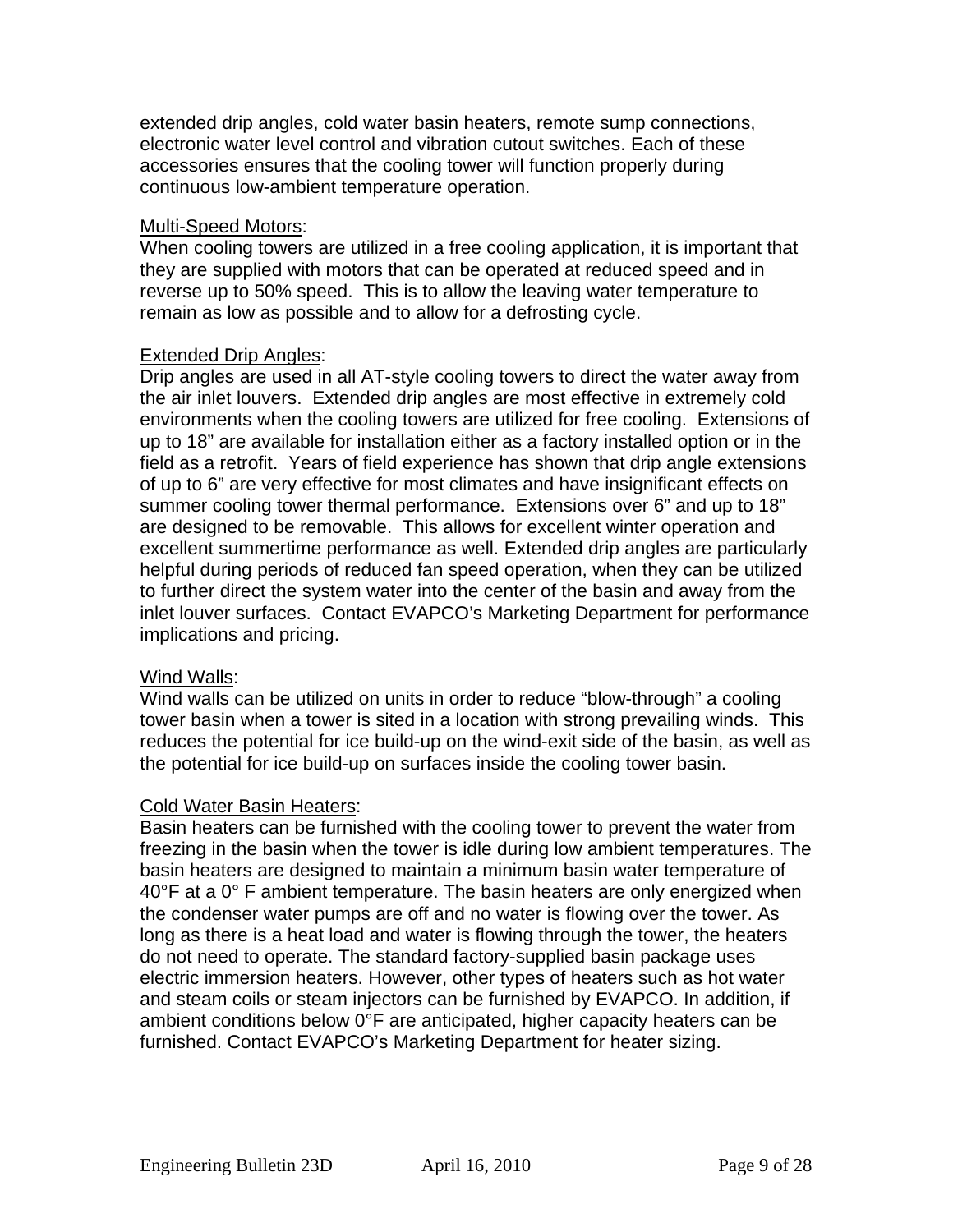extended drip angles, cold water basin heaters, remote sump connections, electronic water level control and vibration cutout switches. Each of these accessories ensures that the cooling tower will function properly during continuous low-ambient temperature operation.

<u>Multi-Speed Motors</u>:

When cooling towers are utilized in a free cooling application, it is important that they are supplied with motors that can be operated at reduced speed and in reverse up to 50% speed. This is to allow the leaving water temperature to remain as low as possible and to allow for a defrosting cycle.

<u>Extended Drip Angles</u>:

Drip angles are used in all AT-style cooling towers to direct the water away from the air inlet louvers. Extended drip angles are most effective in extremely cold environments when the cooling towers are utilized for free cooling. Extensions of up to 18" are available for installation either as a factory installed option or in the field as a retrofit. Years of field experience has shown that drip angle extensions of up to 6" are very effective for most climates and have insignificant effects on summer cooling tower thermal performance. Extensions over 6" and up to 18" are designed to be removable. This allows for excellent winter operation and excellent summertime performance as well. Extended drip angles are particularly helpful during periods of reduced fan speed operation, when they can be utilized to further direct the system water into the center of the basin and away from the inlet louver surfaces. Contact EVAPCO's Marketing Department for performance implications and pricing.

<u>Wind Walls</u>:

Wind walls can be utilized on units in order to reduce "blow-through" a cooling tower basin when a tower is sited in a location with strong prevailing winds. This reduces the potential for ice build-up on the wind-exit side of the basin, as well as the potential for ice build-up on surfaces inside the cooling tower basin.

<u>Cold Water Basin Heaters</u>:

Basin heaters can be furnished with the cooling tower to prevent the water from freezing in the basin when the tower is idle during low ambient temperatures. The basin heaters are designed to maintain a minimum basin water temperature of 40°F at a 0° F ambient temperature. The basin heaters are only energized when the condenser water pumps are off and no water is flowing over the tower. As long as there is a heat load and water is flowing through the tower, the heaters do not need to operate. The standard factory-supplied basin package uses electric immersion heaters. However, other types of heaters such as hot water and steam coils or steam injectors can be furnished by EVAPCO. In addition, if ambient conditions below 0°F are anticipated, higher capacity heaters can be furnished. Contact EVAPCO's Marketing Department for heater sizing.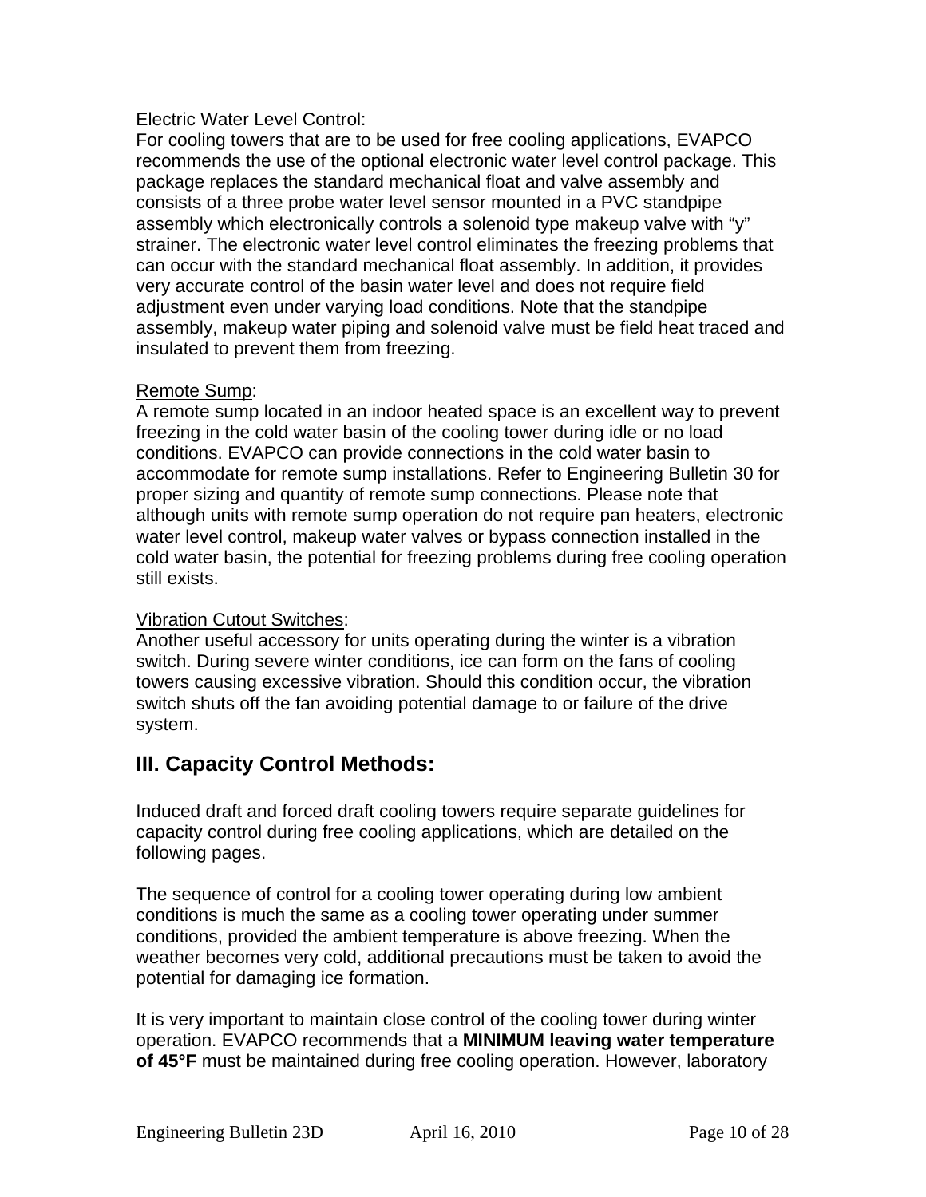Electric Water Level Control:
For cooling towers that are to be used for free cooling applications, EVAPCO recommends the use of the optional electronic water level control package. This package replaces the standard mechanical float and valve assembly and consists of a three probe water level sensor mounted in a PVC standpipe assembly which electronically controls a solenoid type makeup valve with “y” strainer. The electronic water level control eliminates the freezing problems that can occur with the standard mechanical float assembly. In addition, it provides very accurate control of the basin water level and does not require field adjustment even under varying load conditions. Note that the standpipe assembly, makeup water piping and solenoid valve must be field heat traced and insulated to prevent them from freezing.

Remote Sump:
A remote sump located in an indoor heated space is an excellent way to prevent freezing in the cold water basin of the cooling tower during idle or no load conditions. EVAPCO can provide connections in the cold water basin to accommodate for remote sump installations. Refer to Engineering Bulletin 30 for proper sizing and quantity of remote sump connections. Please note that although units with remote sump operation do not require pan heaters, electronic water level control, makeup water valves or bypass connection installed in the cold water basin, the potential for freezing problems during free cooling operation still exists.

Vibration Cutout Switches:
Another useful accessory for units operating during the winter is a vibration switch. During severe winter conditions, ice can form on the fans of cooling towers causing excessive vibration. Should this condition occur, the vibration switch shuts off the fan avoiding potential damage to or failure of the drive system.

## III. Capacity Control Methods:

Induced draft and forced draft cooling towers require separate guidelines for capacity control during free cooling applications, which are detailed on the following pages.

The sequence of control for a cooling tower operating during low ambient conditions is much the same as a cooling tower operating under summer conditions, provided the ambient temperature is above freezing. When the weather becomes very cold, additional precautions must be taken to avoid the potential for damaging ice formation.

It is very important to maintain close control of the cooling tower during winter operation. EVAPCO recommends that a **MINIMUM leaving water temperature of 45°F** must be maintained during free cooling operation. However, laboratory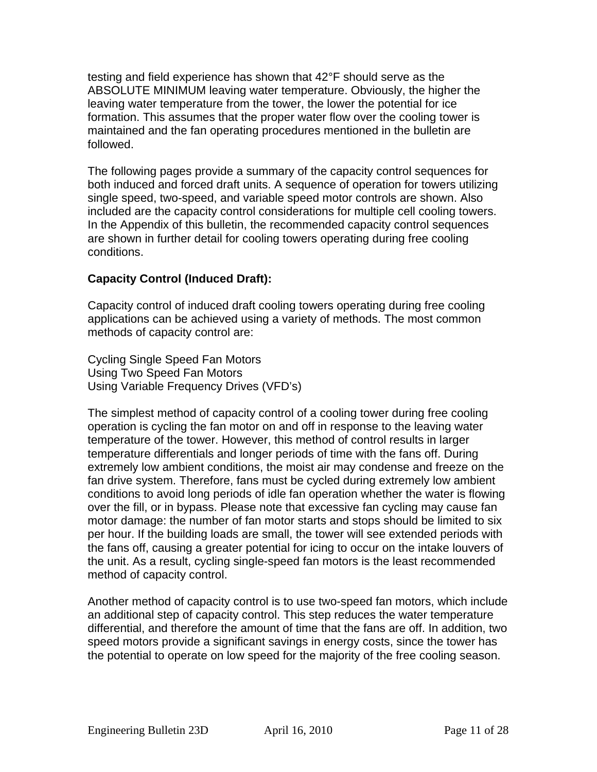testing and field experience has shown that 42°F should serve as the ABSOLUTE MINIMUM leaving water temperature. Obviously, the higher the leaving water temperature from the tower, the lower the potential for ice formation. This assumes that the proper water flow over the cooling tower is maintained and the fan operating procedures mentioned in the bulletin are followed.

The following pages provide a summary of the capacity control sequences for both induced and forced draft units. A sequence of operation for towers utilizing single speed, two-speed, and variable speed motor controls are shown. Also included are the capacity control considerations for multiple cell cooling towers. In the Appendix of this bulletin, the recommended capacity control sequences are shown in further detail for cooling towers operating during free cooling conditions.

**Capacity Control (Induced Draft):**

Capacity control of induced draft cooling towers operating during free cooling applications can be achieved using a variety of methods. The most common methods of capacity control are:

Cycling Single Speed Fan Motors
Using Two Speed Fan Motors
Using Variable Frequency Drives (VFD's)

The simplest method of capacity control of a cooling tower during free cooling operation is cycling the fan motor on and off in response to the leaving water temperature of the tower. However, this method of control results in larger temperature differentials and longer periods of time with the fans off. During extremely low ambient conditions, the moist air may condense and freeze on the fan drive system. Therefore, fans must be cycled during extremely low ambient conditions to avoid long periods of idle fan operation whether the water is flowing over the fill, or in bypass. Please note that excessive fan cycling may cause fan motor damage: the number of fan motor starts and stops should be limited to six per hour. If the building loads are small, the tower will see extended periods with the fans off, causing a greater potential for icing to occur on the intake louvers of the unit. As a result, cycling single-speed fan motors is the least recommended method of capacity control.

Another method of capacity control is to use two-speed fan motors, which include an additional step of capacity control. This step reduces the water temperature differential, and therefore the amount of time that the fans are off. In addition, two speed motors provide a significant savings in energy costs, since the tower has the potential to operate on low speed for the majority of the free cooling season.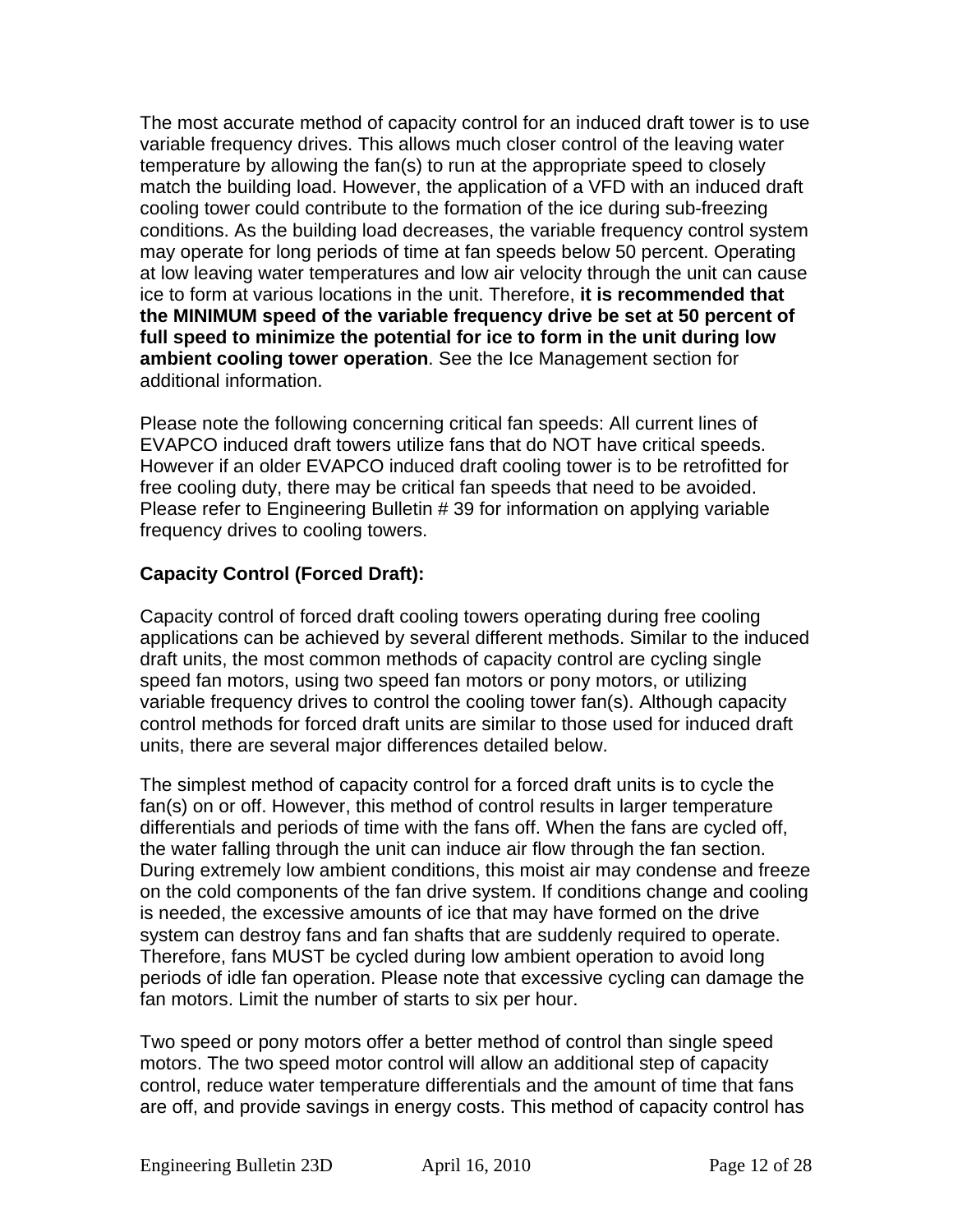The most accurate method of capacity control for an induced draft tower is to use variable frequency drives. This allows much closer control of the leaving water temperature by allowing the fan(s) to run at the appropriate speed to closely match the building load. However, the application of a VFD with an induced draft cooling tower could contribute to the formation of the ice during sub-freezing conditions. As the building load decreases, the variable frequency control system may operate for long periods of time at fan speeds below 50 percent. Operating at low leaving water temperatures and low air velocity through the unit can cause ice to form at various locations in the unit. Therefore, **it is recommended that the MINIMUM speed of the variable frequency drive be set at 50 percent of full speed to minimize the potential for ice to form in the unit during low ambient cooling tower operation**. See the Ice Management section for additional information.

Please note the following concerning critical fan speeds: All current lines of EVAPCO induced draft towers utilize fans that do NOT have critical speeds. However if an older EVAPCO induced draft cooling tower is to be retrofitted for free cooling duty, there may be critical fan speeds that need to be avoided. Please refer to Engineering Bulletin # 39 for information on applying variable frequency drives to cooling towers.

**Capacity Control (Forced Draft):**

Capacity control of forced draft cooling towers operating during free cooling applications can be achieved by several different methods. Similar to the induced draft units, the most common methods of capacity control are cycling single speed fan motors, using two speed fan motors or pony motors, or utilizing variable frequency drives to control the cooling tower fan(s). Although capacity control methods for forced draft units are similar to those used for induced draft units, there are several major differences detailed below.

The simplest method of capacity control for a forced draft units is to cycle the fan(s) on or off. However, this method of control results in larger temperature differentials and periods of time with the fans off. When the fans are cycled off, the water falling through the unit can induce air flow through the fan section. During extremely low ambient conditions, this moist air may condense and freeze on the cold components of the fan drive system. If conditions change and cooling is needed, the excessive amounts of ice that may have formed on the drive system can destroy fans and fan shafts that are suddenly required to operate. Therefore, fans MUST be cycled during low ambient operation to avoid long periods of idle fan operation. Please note that excessive cycling can damage the fan motors. Limit the number of starts to six per hour.

Two speed or pony motors offer a better method of control than single speed motors. The two speed motor control will allow an additional step of capacity control, reduce water temperature differentials and the amount of time that fans are off, and provide savings in energy costs. This method of capacity control has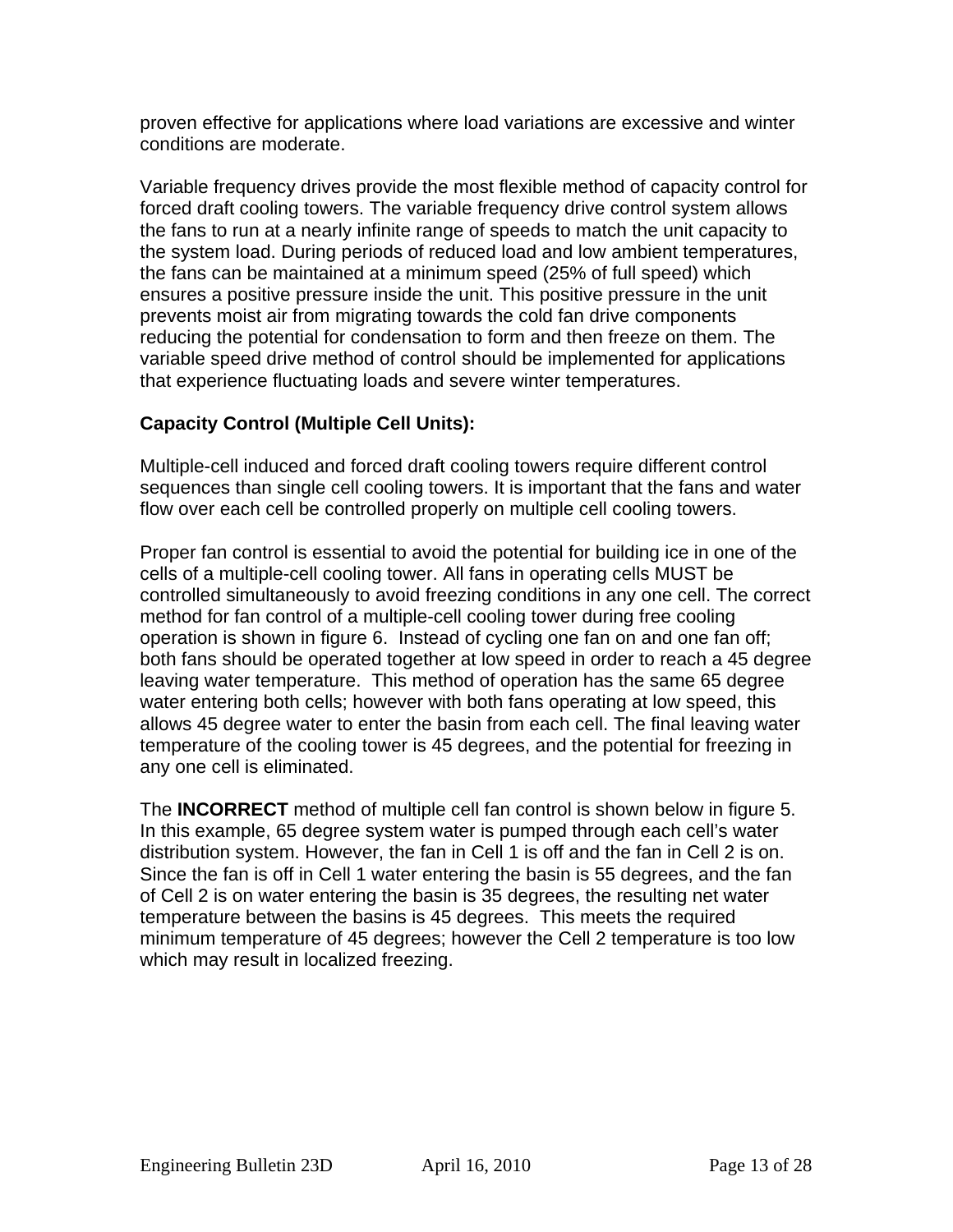proven effective for applications where load variations are excessive and winter conditions are moderate.

Variable frequency drives provide the most flexible method of capacity control for forced draft cooling towers. The variable frequency drive control system allows the fans to run at a nearly infinite range of speeds to match the unit capacity to the system load. During periods of reduced load and low ambient temperatures, the fans can be maintained at a minimum speed (25% of full speed) which ensures a positive pressure inside the unit. This positive pressure in the unit prevents moist air from migrating towards the cold fan drive components reducing the potential for condensation to form and then freeze on them. The variable speed drive method of control should be implemented for applications that experience fluctuating loads and severe winter temperatures.

**Capacity Control (Multiple Cell Units):**

Multiple-cell induced and forced draft cooling towers require different control sequences than single cell cooling towers. It is important that the fans and water flow over each cell be controlled properly on multiple cell cooling towers.

Proper fan control is essential to avoid the potential for building ice in one of the cells of a multiple-cell cooling tower. All fans in operating cells MUST be controlled simultaneously to avoid freezing conditions in any one cell. The correct method for fan control of a multiple-cell cooling tower during free cooling operation is shown in figure 6. Instead of cycling one fan on and one fan off; both fans should be operated together at low speed in order to reach a 45 degree leaving water temperature. This method of operation has the same 65 degree water entering both cells; however with both fans operating at low speed, this allows 45 degree water to enter the basin from each cell. The final leaving water temperature of the cooling tower is 45 degrees, and the potential for freezing in any one cell is eliminated.

The **INCORRECT** method of multiple cell fan control is shown below in figure 5. In this example, 65 degree system water is pumped through each cell's water distribution system. However, the fan in Cell 1 is off and the fan in Cell 2 is on. Since the fan is off in Cell 1 water entering the basin is 55 degrees, and the fan of Cell 2 is on water entering the basin is 35 degrees, the resulting net water temperature between the basins is 45 degrees. This meets the required minimum temperature of 45 degrees; however the Cell 2 temperature is too low which may result in localized freezing.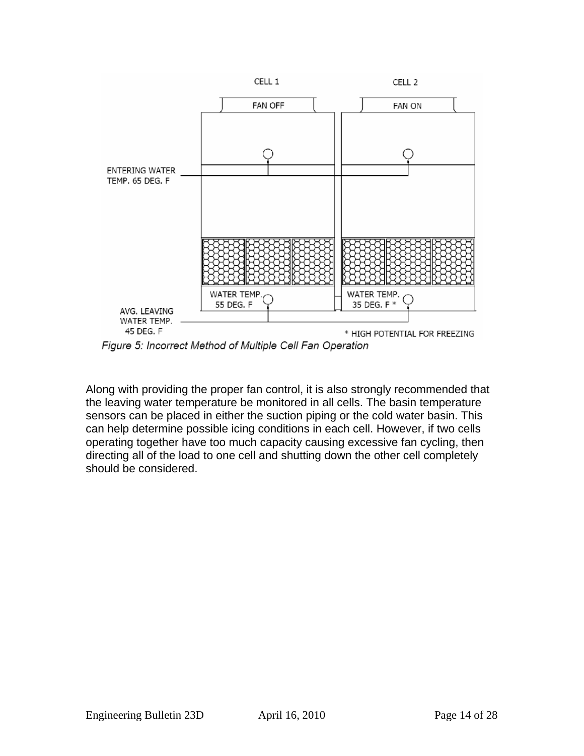Figure 5: Incorrect Method of Multiple Cell Fan Operation

Along with providing the proper fan control, it is also strongly recommended that the leaving water temperature be monitored in all cells. The basin temperature sensors can be placed in either the suction piping or the cold water basin. This can help determine possible icing conditions in each cell. However, if two cells operating together have too much capacity causing excessive fan cycling, then directing all of the load to one cell and shutting down the other cell completely should be considered.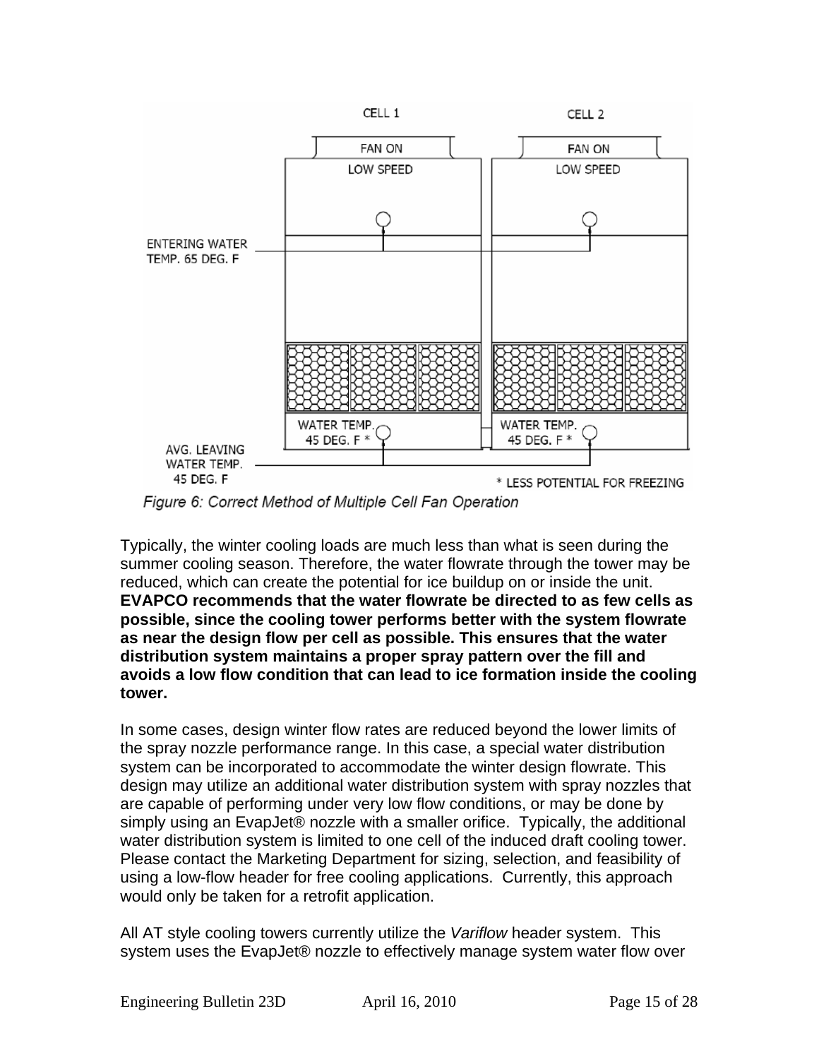CELL 1

FAN ON

LOW SPEED

CELL 2

FAN ON

LOW SPEED

ENTERING WATER TEMP. 65 DEG. F

WATER TEMP. 45 DEG. F *

WATER TEMP. 45 DEG. F *

AVG. LEAVING WATER TEMP. 45 DEG. F

* LESS POTENTIAL FOR FREEZING

*Figure 6: Correct Method of Multiple Cell Fan Operation*

Typically, the winter cooling loads are much less than what is seen during the summer cooling season. Therefore, the water flowrate through the tower may be reduced, which can create the potential for ice buildup on or inside the unit. **EVAPCO recommends that the water flowrate be directed to as few cells as possible, since the cooling tower performs better with the system flowrate as near the design flow per cell as possible. This ensures that the water distribution system maintains a proper spray pattern over the fill and avoids a low flow condition that can lead to ice formation inside the cooling tower.**

In some cases, design winter flow rates are reduced beyond the lower limits of the spray nozzle performance range. In this case, a special water distribution system can be incorporated to accommodate the winter design flowrate. This design may utilize an additional water distribution system with spray nozzles that are capable of performing under very low flow conditions, or may be done by simply using an EvapJet® nozzle with a smaller orifice. Typically, the additional water distribution system is limited to one cell of the induced draft cooling tower. Please contact the Marketing Department for sizing, selection, and feasibility of using a low-flow header for free cooling applications. Currently, this approach would only be taken for a retrofit application.

All AT style cooling towers currently utilize the *Variflow* header system. This system uses the EvapJet® nozzle to effectively manage system water flow over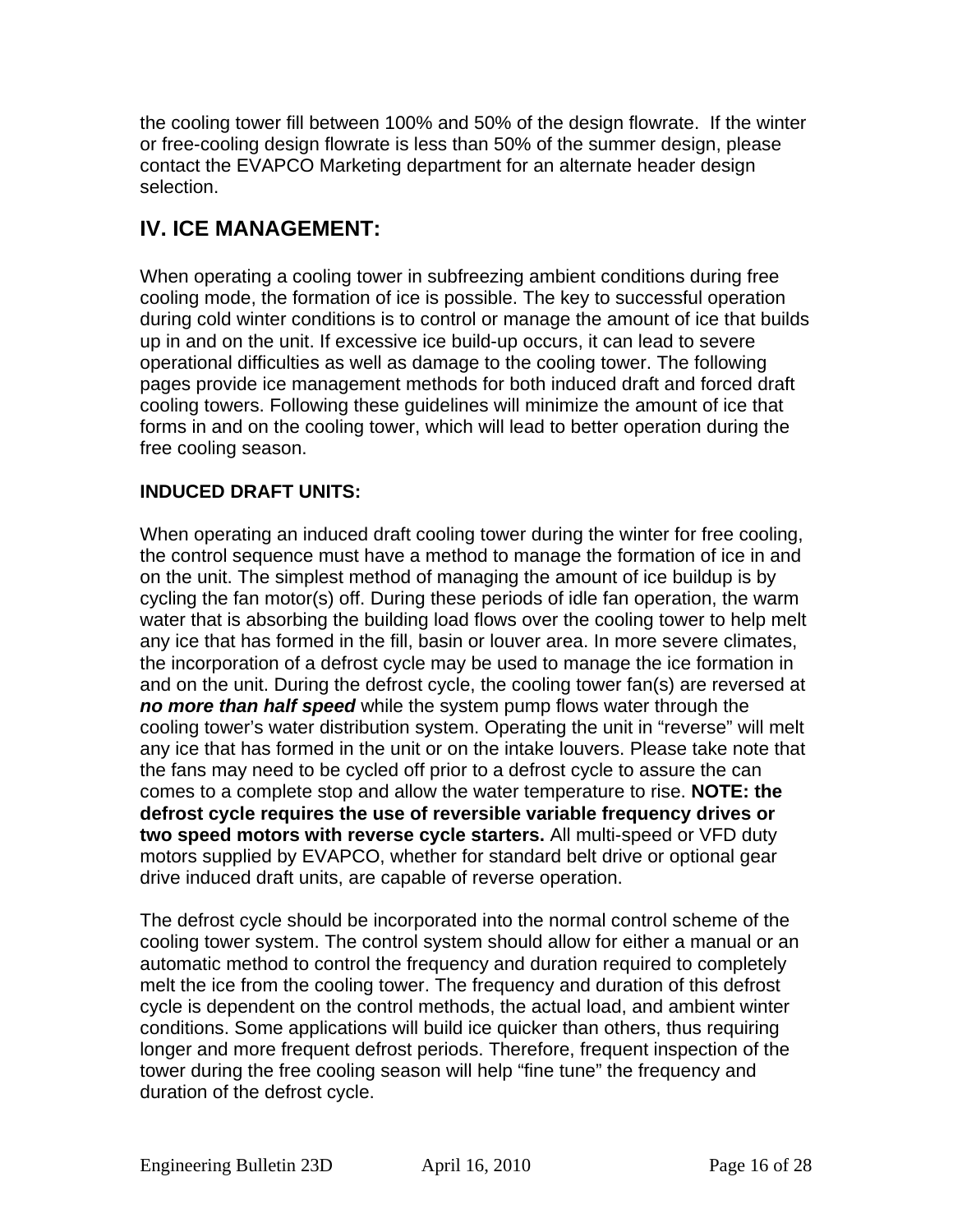the cooling tower fill between 100% and 50% of the design flowrate. If the winter or free-cooling design flowrate is less than 50% of the summer design, please contact the EVAPCO Marketing department for an alternate header design selection.

## IV. ICE MANAGEMENT:

When operating a cooling tower in subfreezing ambient conditions during free cooling mode, the formation of ice is possible. The key to successful operation during cold winter conditions is to control or manage the amount of ice that builds up in and on the unit. If excessive ice build-up occurs, it can lead to severe operational difficulties as well as damage to the cooling tower. The following pages provide ice management methods for both induced draft and forced draft cooling towers. Following these guidelines will minimize the amount of ice that forms in and on the cooling tower, which will lead to better operation during the free cooling season.

### INDUCED DRAFT UNITS:

When operating an induced draft cooling tower during the winter for free cooling, the control sequence must have a method to manage the formation of ice in and on the unit. The simplest method of managing the amount of ice buildup is by cycling the fan motor(s) off. During these periods of idle fan operation, the warm water that is absorbing the building load flows over the cooling tower to help melt any ice that has formed in the fill, basin or louver area. In more severe climates, the incorporation of a defrost cycle may be used to manage the ice formation in and on the unit. During the defrost cycle, the cooling tower fan(s) are reversed at ***no more than half speed*** while the system pump flows water through the cooling tower's water distribution system. Operating the unit in "reverse" will melt any ice that has formed in the unit or on the intake louvers. Please take note that the fans may need to be cycled off prior to a defrost cycle to assure the can comes to a complete stop and allow the water temperature to rise. **NOTE: the defrost cycle requires the use of reversible variable frequency drives or two speed motors with reverse cycle starters.** All multi-speed or VFD duty motors supplied by EVAPCO, whether for standard belt drive or optional gear drive induced draft units, are capable of reverse operation.

The defrost cycle should be incorporated into the normal control scheme of the cooling tower system. The control system should allow for either a manual or an automatic method to control the frequency and duration required to completely melt the ice from the cooling tower. The frequency and duration of this defrost cycle is dependent on the control methods, the actual load, and ambient winter conditions. Some applications will build ice quicker than others, thus requiring longer and more frequent defrost periods. Therefore, frequent inspection of the tower during the free cooling season will help "fine tune" the frequency and duration of the defrost cycle.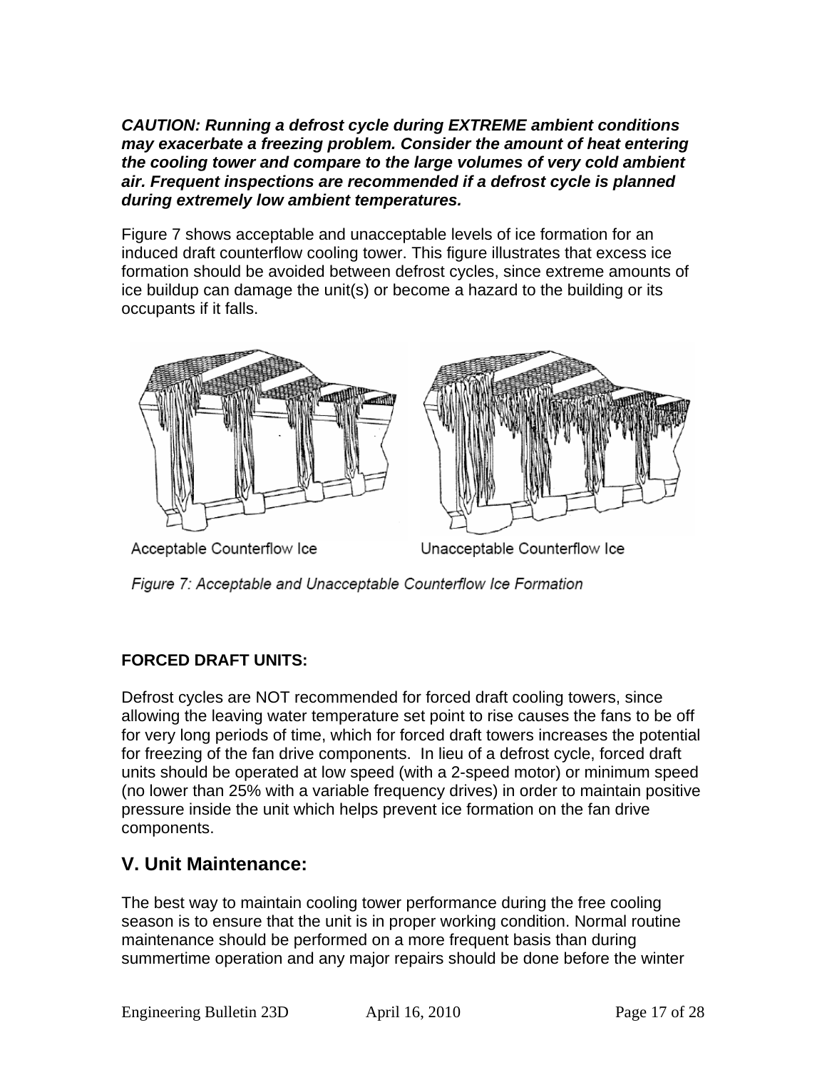***CAUTION: Running a defrost cycle during EXTREME ambient conditions may exacerbate a freezing problem. Consider the amount of heat entering the cooling tower and compare to the large volumes of very cold ambient air. Frequent inspections are recommended if a defrost cycle is planned during extremely low ambient temperatures.***

Figure 7 shows acceptable and unacceptable levels of ice formation for an induced draft counterflow cooling tower. This figure illustrates that excess ice formation should be avoided between defrost cycles, since extreme amounts of ice buildup can damage the unit(s) or become a hazard to the building or its occupants if it falls.

Acceptable Counterflow Ice          Unacceptable Counterflow Ice

*Figure 7: Acceptable and Unacceptable Counterflow Ice Formation*

**FORCED DRAFT UNITS:**

Defrost cycles are NOT recommended for forced draft cooling towers, since allowing the leaving water temperature set point to rise causes the fans to be off for very long periods of time, which for forced draft towers increases the potential for freezing of the fan drive components. In lieu of a defrost cycle, forced draft units should be operated at low speed (with a 2-speed motor) or minimum speed (no lower than 25% with a variable frequency drives) in order to maintain positive pressure inside the unit which helps prevent ice formation on the fan drive components.

## V. Unit Maintenance:

The best way to maintain cooling tower performance during the free cooling season is to ensure that the unit is in proper working condition. Normal routine maintenance should be performed on a more frequent basis than during summertime operation and any major repairs should be done before the winter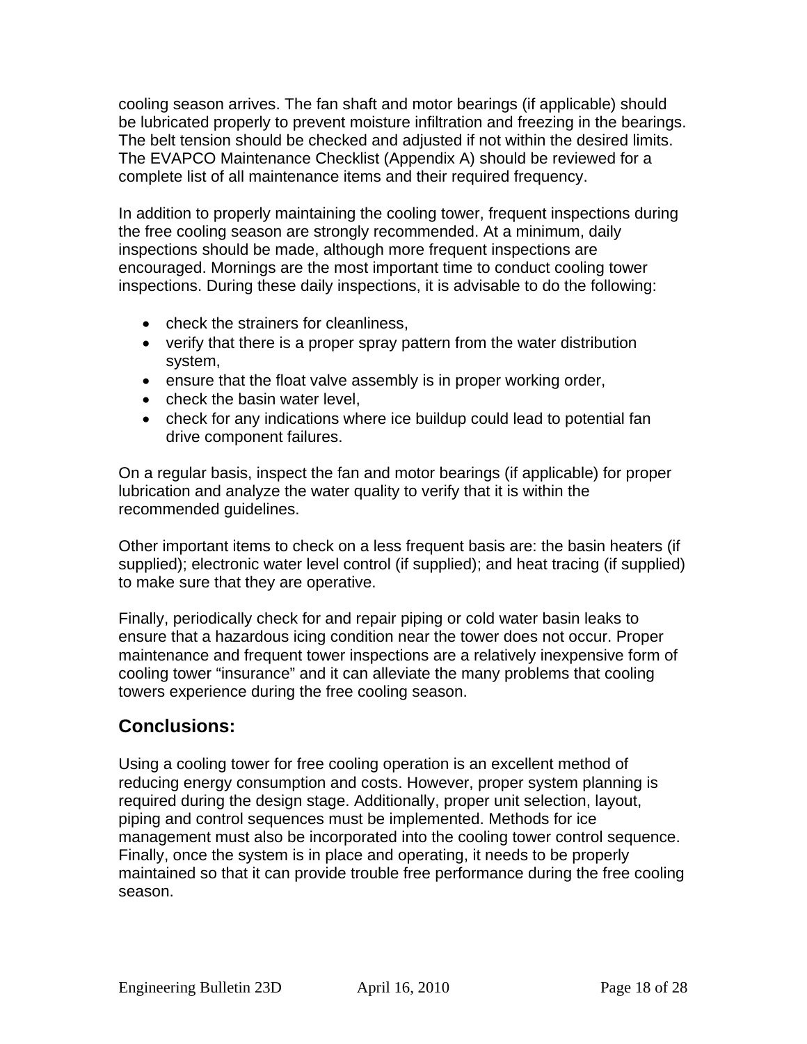cooling season arrives. The fan shaft and motor bearings (if applicable) should be lubricated properly to prevent moisture infiltration and freezing in the bearings. The belt tension should be checked and adjusted if not within the desired limits. The EVAPCO Maintenance Checklist (Appendix A) should be reviewed for a complete list of all maintenance items and their required frequency.

In addition to properly maintaining the cooling tower, frequent inspections during the free cooling season are strongly recommended. At a minimum, daily inspections should be made, although more frequent inspections are encouraged. Mornings are the most important time to conduct cooling tower inspections. During these daily inspections, it is advisable to do the following:

- check the strainers for cleanliness,
- verify that there is a proper spray pattern from the water distribution system,
- ensure that the float valve assembly is in proper working order,
- check the basin water level,
- check for any indications where ice buildup could lead to potential fan drive component failures.

On a regular basis, inspect the fan and motor bearings (if applicable) for proper lubrication and analyze the water quality to verify that it is within the recommended guidelines.

Other important items to check on a less frequent basis are: the basin heaters (if supplied); electronic water level control (if supplied); and heat tracing (if supplied) to make sure that they are operative.

Finally, periodically check for and repair piping or cold water basin leaks to ensure that a hazardous icing condition near the tower does not occur. Proper maintenance and frequent tower inspections are a relatively inexpensive form of cooling tower "insurance" and it can alleviate the many problems that cooling towers experience during the free cooling season.

## Conclusions:

Using a cooling tower for free cooling operation is an excellent method of reducing energy consumption and costs. However, proper system planning is required during the design stage. Additionally, proper unit selection, layout, piping and control sequences must be implemented. Methods for ice management must also be incorporated into the cooling tower control sequence. Finally, once the system is in place and operating, it needs to be properly maintained so that it can provide trouble free performance during the free cooling season.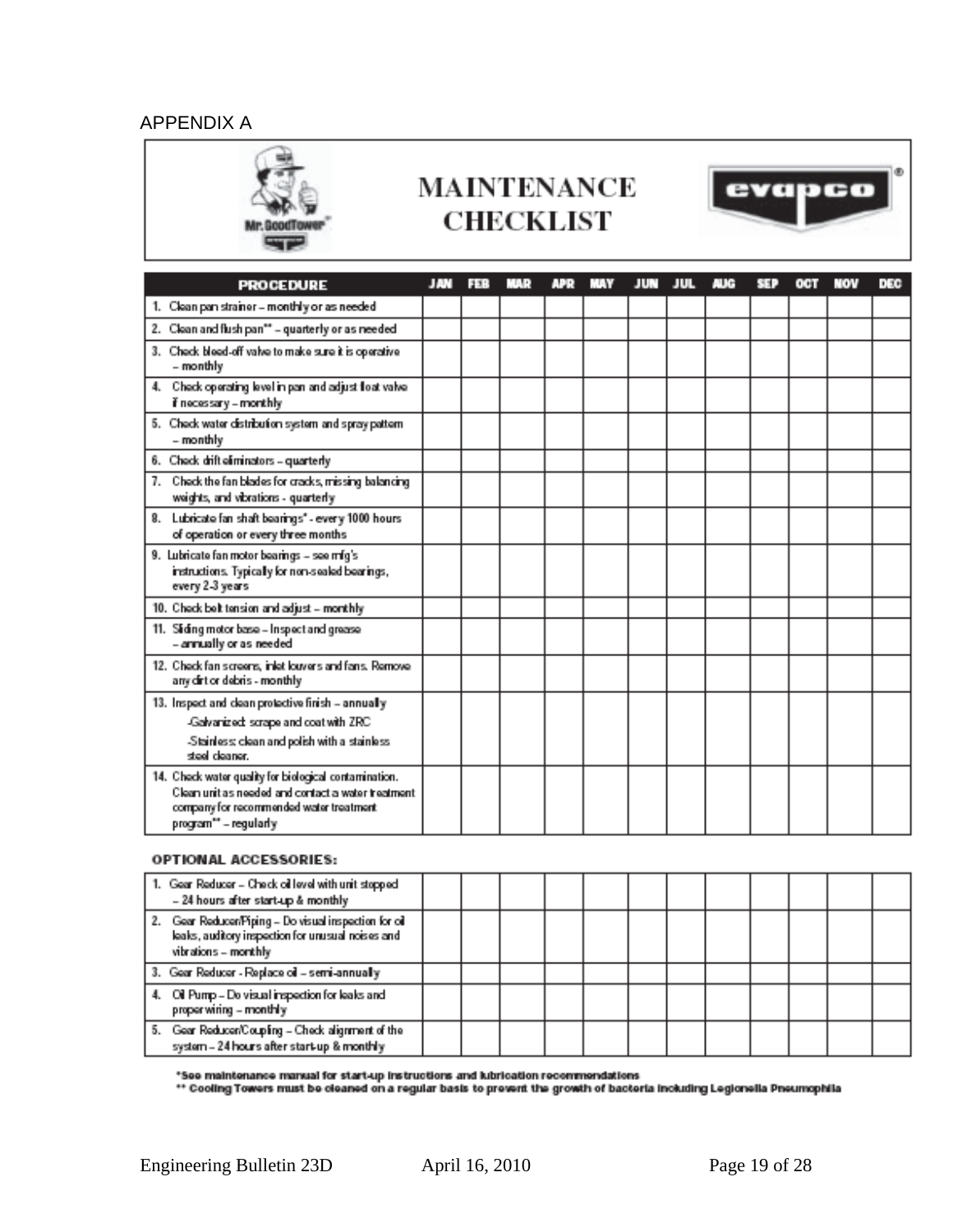APPENDIX A

# MAINTENANCE CHECKLIST

| PROCEDURE | JAN | FEB | MAR | APR | MAY | JUN | JUL | AUG | SEP | OCT | NOV | DEC |
|---|---|---|---|---|---|---|---|---|---|---|---|---|
| 1. Clean pan strainer – monthly or as needed | | | | | | | | | | | | |
| 2. Clean and flush pan** – quarterly or as needed | | | | | | | | | | | | |
| 3. Check bleed-off valve to make sure it is operative – monthly | | | | | | | | | | | | |
| 4. Check operating level in pan and adjust float valve if necessary – monthly | | | | | | | | | | | | |
| 5. Check water distribution system and spray pattern – monthly | | | | | | | | | | | | |
| 6. Check drift eliminators – quarterly | | | | | | | | | | | | |
| 7. Check the fan blades for cracks, missing balancing weights, and vibrations - quarterly | | | | | | | | | | | | |
| 8. Lubricate fan shaft bearings* - every 1000 hours of operation or every three months | | | | | | | | | | | | |
| 9. Lubricate fan motor bearings – see mfg's instructions. Typically for non-sealed bearings, every 2-3 years | | | | | | | | | | | | |
| 10. Check belt tension and adjust – monthly | | | | | | | | | | | | |
| 11. Sliding motor base – Inspect and grease – annually or as needed | | | | | | | | | | | | |
| 12. Check fan screens, inlet louvers and fans. Remove any dirt or debris - monthly | | | | | | | | | | | | |
| 13. Inspect and clean protective finish – annually<br>-Galvanized: scrape and coat with ZRC<br>-Stainless: clean and polish with a stainless steel cleaner. | | | | | | | | | | | | |
| 14. Check water quality for biological contamination. Clean unit as needed and contact a water treatment company for recommended water treatment program** – regularly | | | | | | | | | | | | |

**OPTIONAL ACCESSORIES:**

| PROCEDURE | JAN | FEB | MAR | APR | MAY | JUN | JUL | AUG | SEP | OCT | NOV | DEC |
|---|---|---|---|---|---|---|---|---|---|---|---|---|
| 1. Gear Reducer – Check oil level with unit stopped – 24 hours after start-up & monthly | | | | | | | | | | | | |
| 2. Gear Reducer/Piping – Do visual inspection for oil leaks, auditory inspection for unusual noises and vibrations – monthly | | | | | | | | | | | | |
| 3. Gear Reducer - Replace oil – semi-annually | | | | | | | | | | | | |
| 4. Oil Pump – Do visual inspection for leaks and proper wiring – monthly | | | | | | | | | | | | |
| 5. Gear Reducer/Coupling – Check alignment of the system – 24 hours after start-up & monthly | | | | | | | | | | | | |

*See maintenance manual for start-up instructions and lubrication recommendations
** Cooling Towers must be cleaned on a regular basis to prevent the growth of bacteria including Legionella Pneumophila

Engineering Bulletin 23D April 16, 2010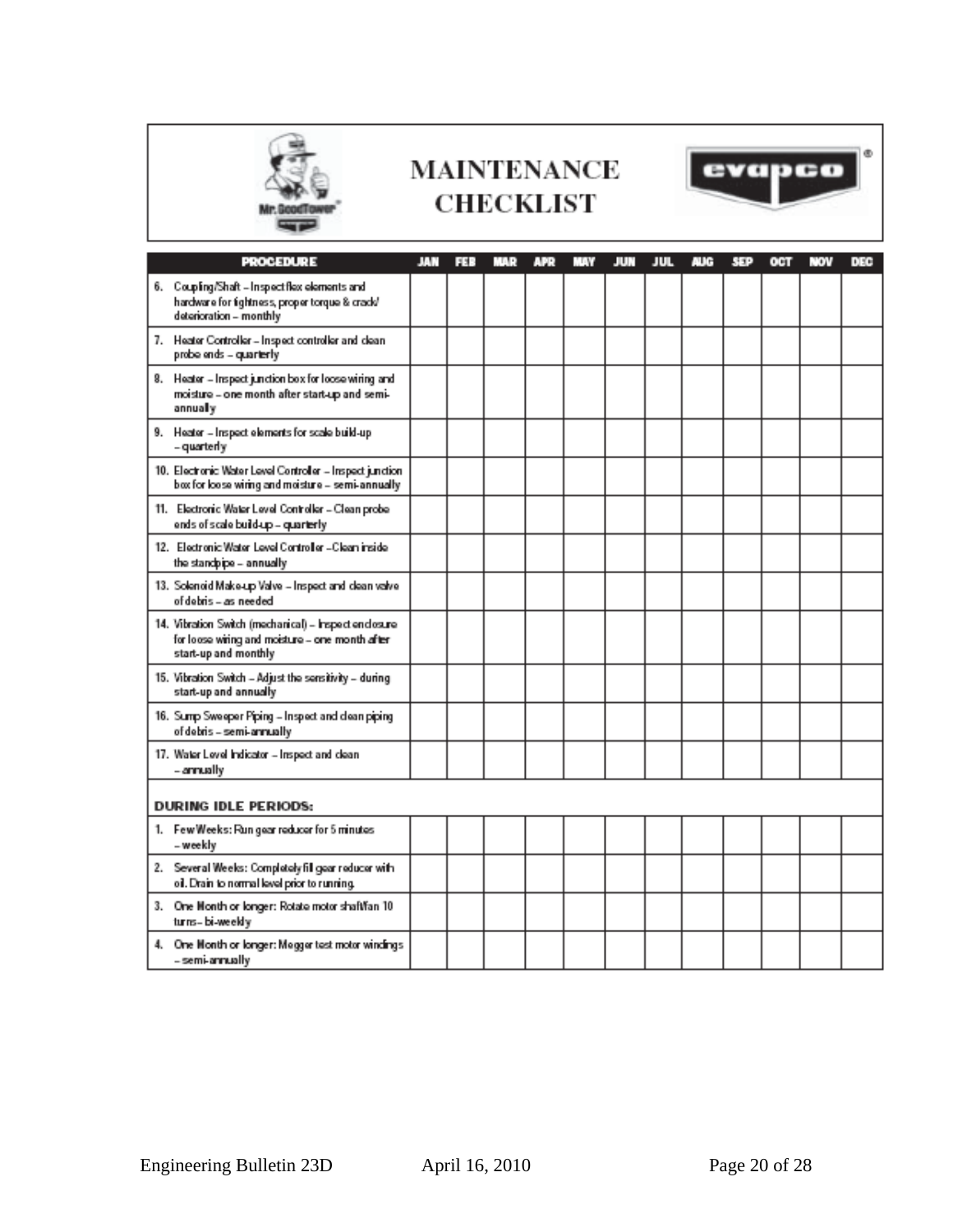# MAINTENANCE CHECKLIST

| PROCEDURE | JAN | FEB | MAR | APR | MAY | JUN | JUL | AUG | SEP | OCT | NOV | DEC |
|---|---|---|---|---|---|---|---|---|---|---|---|---|
| 6. Coupling/Shaft – Inspect flex elements and hardware for tightness, proper torque & crack/ deterioration – monthly | | | | | | | | | | | | |
| 7. Heater Controller – Inspect controller and clean probe ends – quarterly | | | | | | | | | | | | |
| 8. Heater – Inspect junction box for loose wiring and moisture – one month after start-up and semi-annually | | | | | | | | | | | | |
| 9. Heater – Inspect elements for scale build-up – quarterly | | | | | | | | | | | | |
| 10. Electronic Water Level Controller – Inspect junction box for loose wiring and moisture – semi-annually | | | | | | | | | | | | |
| 11. Electronic Water Level Controller – Clean probe ends of scale build-up – quarterly | | | | | | | | | | | | |
| 12. Electronic Water Level Controller – Clean inside the standpipe – annually | | | | | | | | | | | | |
| 13. Solenoid Make-up Valve – Inspect and clean valve of debris – as needed | | | | | | | | | | | | |
| 14. Vibration Switch (mechanical) – Inspect enclosure for loose wiring and moisture – one month after start-up and monthly | | | | | | | | | | | | |
| 15. Vibration Switch – Adjust the sensitivity – during start-up and annually | | | | | | | | | | | | |
| 16. Sump Sweeper Piping – Inspect and clean piping of debris – semi-annually | | | | | | | | | | | | |
| 17. Water Level Indicator – Inspect and clean – annually | | | | | | | | | | | | |
| **DURING IDLE PERIODS:** | | | | | | | | | | | | |
| 1. Few Weeks: Run gear reducer for 5 minutes – weekly | | | | | | | | | | | | |
| 2. Several Weeks: Completely fill gear reducer with oil. Drain to normal level prior to running. | | | | | | | | | | | | |
| 3. One Month or longer: Rotate motor shaft/fan 10 turns – bi-weekly | | | | | | | | | | | | |
| 4. One Month or longer: Megger test motor windings – semi-annually | | | | | | | | | | | | |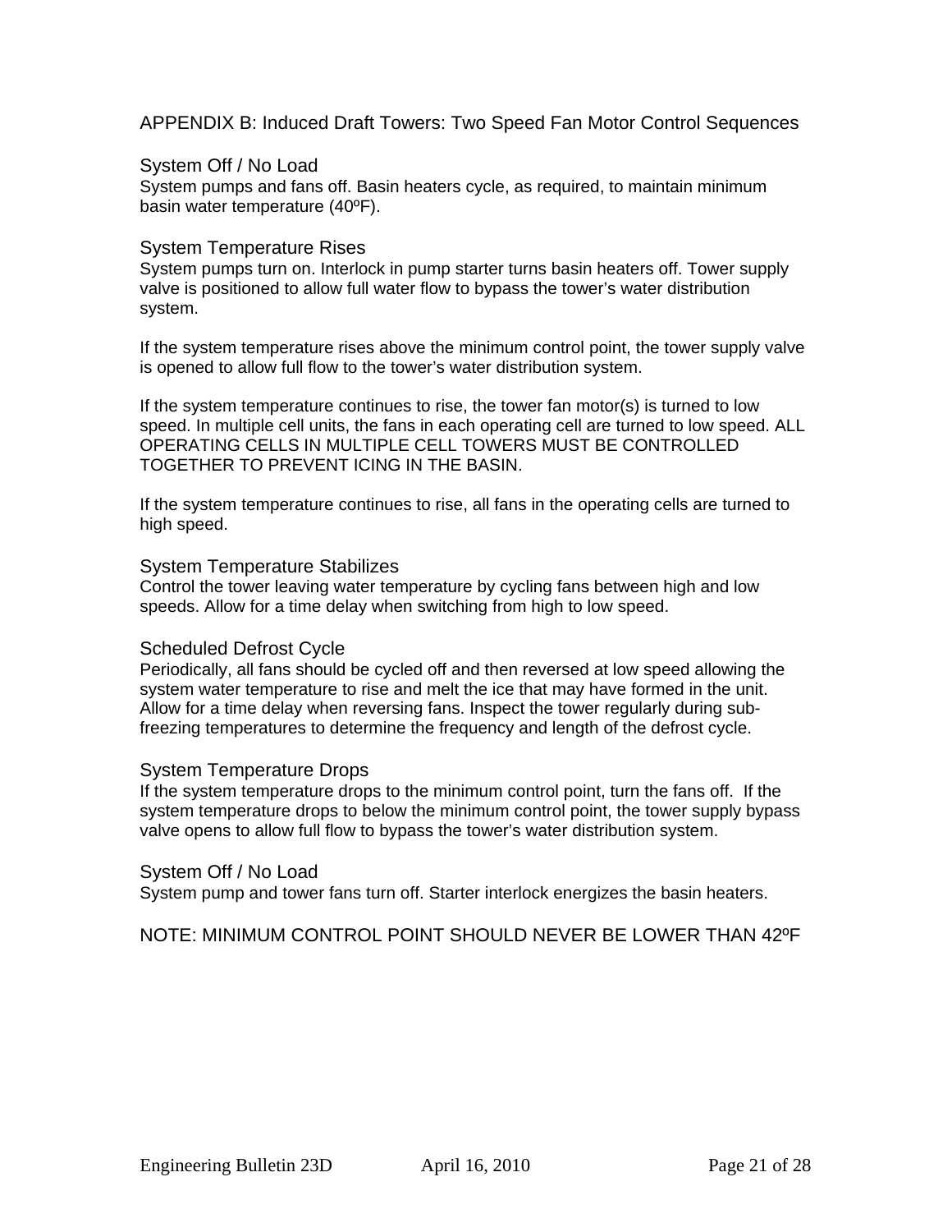## APPENDIX B: Induced Draft Towers: Two Speed Fan Motor Control Sequences

### System Off / No Load

System pumps and fans off. Basin heaters cycle, as required, to maintain minimum basin water temperature (40ºF).

### System Temperature Rises

System pumps turn on. Interlock in pump starter turns basin heaters off. Tower supply valve is positioned to allow full water flow to bypass the tower's water distribution system.

If the system temperature rises above the minimum control point, the tower supply valve is opened to allow full flow to the tower's water distribution system.

If the system temperature continues to rise, the tower fan motor(s) is turned to low speed. In multiple cell units, the fans in each operating cell are turned to low speed. ALL OPERATING CELLS IN MULTIPLE CELL TOWERS MUST BE CONTROLLED TOGETHER TO PREVENT ICING IN THE BASIN.

If the system temperature continues to rise, all fans in the operating cells are turned to high speed.

### System Temperature Stabilizes

Control the tower leaving water temperature by cycling fans between high and low speeds. Allow for a time delay when switching from high to low speed.

### Scheduled Defrost Cycle

Periodically, all fans should be cycled off and then reversed at low speed allowing the system water temperature to rise and melt the ice that may have formed in the unit. Allow for a time delay when reversing fans. Inspect the tower regularly during sub-freezing temperatures to determine the frequency and length of the defrost cycle.

### System Temperature Drops

If the system temperature drops to the minimum control point, turn the fans off. If the system temperature drops to below the minimum control point, the tower supply bypass valve opens to allow full flow to bypass the tower's water distribution system.

### System Off / No Load

System pump and tower fans turn off. Starter interlock energizes the basin heaters.

NOTE: MINIMUM CONTROL POINT SHOULD NEVER BE LOWER THAN 42ºF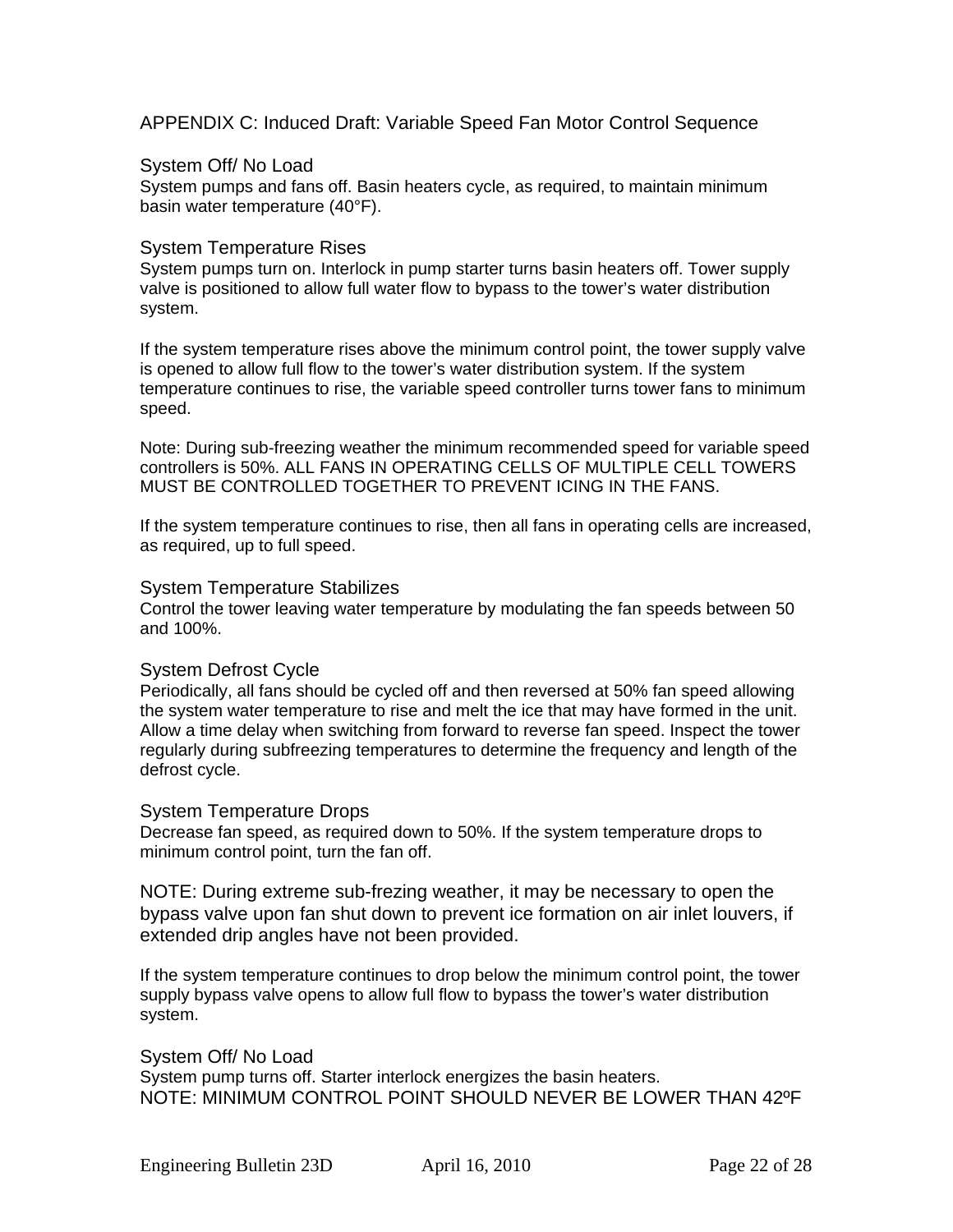## APPENDIX C: Induced Draft: Variable Speed Fan Motor Control Sequence

### System Off/ No Load

System pumps and fans off. Basin heaters cycle, as required, to maintain minimum basin water temperature (40°F).

### System Temperature Rises

System pumps turn on. Interlock in pump starter turns basin heaters off. Tower supply valve is positioned to allow full water flow to bypass to the tower's water distribution system.

If the system temperature rises above the minimum control point, the tower supply valve is opened to allow full flow to the tower's water distribution system. If the system temperature continues to rise, the variable speed controller turns tower fans to minimum speed.

Note: During sub-freezing weather the minimum recommended speed for variable speed controllers is 50%. ALL FANS IN OPERATING CELLS OF MULTIPLE CELL TOWERS MUST BE CONTROLLED TOGETHER TO PREVENT ICING IN THE FANS.

If the system temperature continues to rise, then all fans in operating cells are increased, as required, up to full speed.

### System Temperature Stabilizes

Control the tower leaving water temperature by modulating the fan speeds between 50 and 100%.

### System Defrost Cycle

Periodically, all fans should be cycled off and then reversed at 50% fan speed allowing the system water temperature to rise and melt the ice that may have formed in the unit. Allow a time delay when switching from forward to reverse fan speed. Inspect the tower regularly during subfreezing temperatures to determine the frequency and length of the defrost cycle.

### System Temperature Drops

Decrease fan speed, as required down to 50%. If the system temperature drops to minimum control point, turn the fan off.

NOTE: During extreme sub-frezing weather, it may be necessary to open the bypass valve upon fan shut down to prevent ice formation on air inlet louvers, if extended drip angles have not been provided.

If the system temperature continues to drop below the minimum control point, the tower supply bypass valve opens to allow full flow to bypass the tower's water distribution system.

### System Off/ No Load

System pump turns off. Starter interlock energizes the basin heaters.
NOTE: MINIMUM CONTROL POINT SHOULD NEVER BE LOWER THAN 42ºF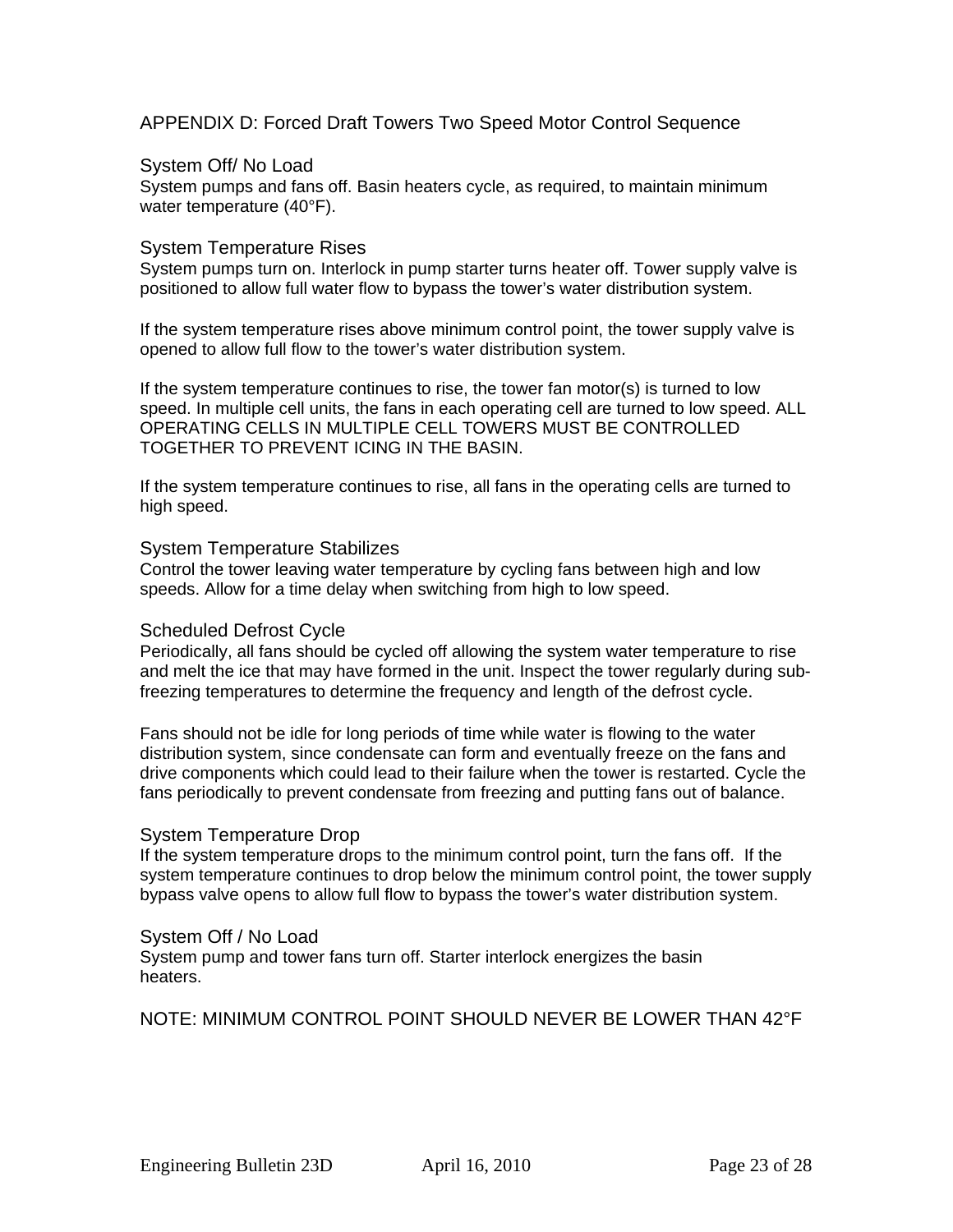# APPENDIX D: Forced Draft Towers Two Speed Motor Control Sequence

## System Off/ No Load

System pumps and fans off. Basin heaters cycle, as required, to maintain minimum water temperature (40°F).

## System Temperature Rises

System pumps turn on. Interlock in pump starter turns heater off. Tower supply valve is positioned to allow full water flow to bypass the tower's water distribution system.

If the system temperature rises above minimum control point, the tower supply valve is opened to allow full flow to the tower's water distribution system.

If the system temperature continues to rise, the tower fan motor(s) is turned to low speed. In multiple cell units, the fans in each operating cell are turned to low speed. ALL OPERATING CELLS IN MULTIPLE CELL TOWERS MUST BE CONTROLLED TOGETHER TO PREVENT ICING IN THE BASIN.

If the system temperature continues to rise, all fans in the operating cells are turned to high speed.

## System Temperature Stabilizes

Control the tower leaving water temperature by cycling fans between high and low speeds. Allow for a time delay when switching from high to low speed.

## Scheduled Defrost Cycle

Periodically, all fans should be cycled off allowing the system water temperature to rise and melt the ice that may have formed in the unit. Inspect the tower regularly during sub-freezing temperatures to determine the frequency and length of the defrost cycle.

Fans should not be idle for long periods of time while water is flowing to the water distribution system, since condensate can form and eventually freeze on the fans and drive components which could lead to their failure when the tower is restarted. Cycle the fans periodically to prevent condensate from freezing and putting fans out of balance.

## System Temperature Drop

If the system temperature drops to the minimum control point, turn the fans off. If the system temperature continues to drop below the minimum control point, the tower supply bypass valve opens to allow full flow to bypass the tower's water distribution system.

## System Off / No Load

System pump and tower fans turn off. Starter interlock energizes the basin heaters.

NOTE: MINIMUM CONTROL POINT SHOULD NEVER BE LOWER THAN 42°F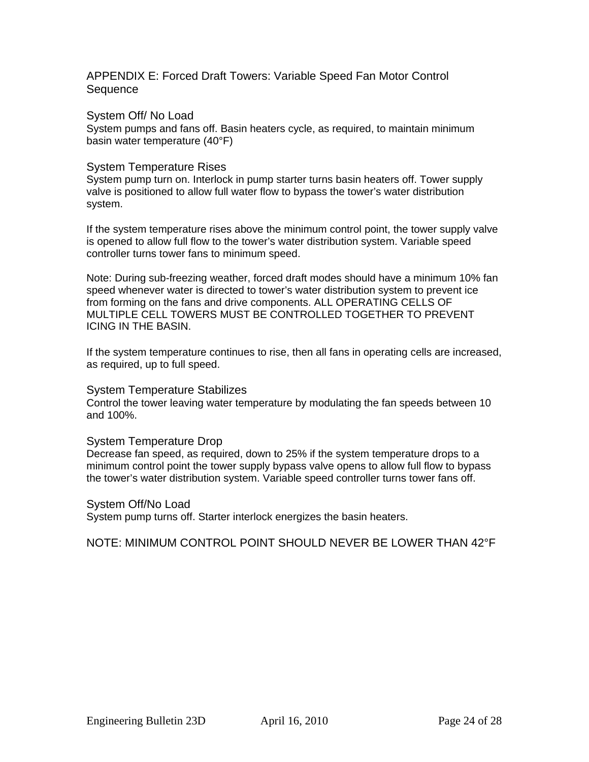# APPENDIX E: Forced Draft Towers: Variable Speed Fan Motor Control Sequence

## System Off/ No Load

System pumps and fans off. Basin heaters cycle, as required, to maintain minimum basin water temperature (40°F)

## System Temperature Rises

System pump turn on. Interlock in pump starter turns basin heaters off. Tower supply valve is positioned to allow full water flow to bypass the tower's water distribution system.

If the system temperature rises above the minimum control point, the tower supply valve is opened to allow full flow to the tower's water distribution system. Variable speed controller turns tower fans to minimum speed.

Note: During sub-freezing weather, forced draft modes should have a minimum 10% fan speed whenever water is directed to tower's water distribution system to prevent ice from forming on the fans and drive components. ALL OPERATING CELLS OF MULTIPLE CELL TOWERS MUST BE CONTROLLED TOGETHER TO PREVENT ICING IN THE BASIN.

If the system temperature continues to rise, then all fans in operating cells are increased, as required, up to full speed.

## System Temperature Stabilizes

Control the tower leaving water temperature by modulating the fan speeds between 10 and 100%.

## System Temperature Drop

Decrease fan speed, as required, down to 25% if the system temperature drops to a minimum control point the tower supply bypass valve opens to allow full flow to bypass the tower's water distribution system. Variable speed controller turns tower fans off.

## System Off/No Load

System pump turns off. Starter interlock energizes the basin heaters.

NOTE: MINIMUM CONTROL POINT SHOULD NEVER BE LOWER THAN 42°F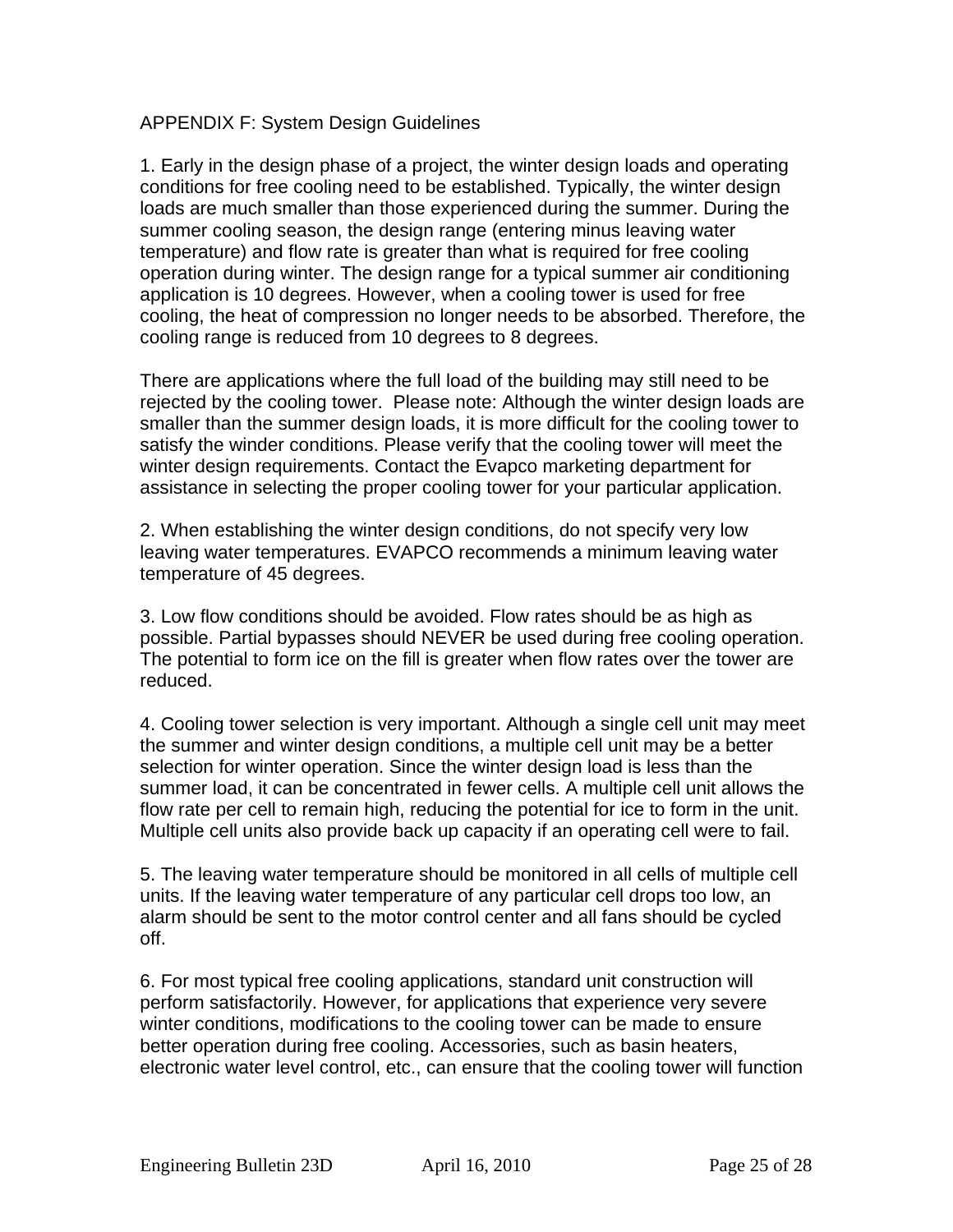# APPENDIX F: System Design Guidelines

1. Early in the design phase of a project, the winter design loads and operating conditions for free cooling need to be established. Typically, the winter design loads are much smaller than those experienced during the summer. During the summer cooling season, the design range (entering minus leaving water temperature) and flow rate is greater than what is required for free cooling operation during winter. The design range for a typical summer air conditioning application is 10 degrees. However, when a cooling tower is used for free cooling, the heat of compression no longer needs to be absorbed. Therefore, the cooling range is reduced from 10 degrees to 8 degrees.

   There are applications where the full load of the building may still need to be rejected by the cooling tower. Please note: Although the winter design loads are smaller than the summer design loads, it is more difficult for the cooling tower to satisfy the winder conditions. Please verify that the cooling tower will meet the winter design requirements. Contact the Evapco marketing department for assistance in selecting the proper cooling tower for your particular application.

2. When establishing the winter design conditions, do not specify very low leaving water temperatures. EVAPCO recommends a minimum leaving water temperature of 45 degrees.

3. Low flow conditions should be avoided. Flow rates should be as high as possible. Partial bypasses should NEVER be used during free cooling operation. The potential to form ice on the fill is greater when flow rates over the tower are reduced.

4. Cooling tower selection is very important. Although a single cell unit may meet the summer and winter design conditions, a multiple cell unit may be a better selection for winter operation. Since the winter design load is less than the summer load, it can be concentrated in fewer cells. A multiple cell unit allows the flow rate per cell to remain high, reducing the potential for ice to form in the unit. Multiple cell units also provide back up capacity if an operating cell were to fail.

5. The leaving water temperature should be monitored in all cells of multiple cell units. If the leaving water temperature of any particular cell drops too low, an alarm should be sent to the motor control center and all fans should be cycled off.

6. For most typical free cooling applications, standard unit construction will perform satisfactorily. However, for applications that experience very severe winter conditions, modifications to the cooling tower can be made to ensure better operation during free cooling. Accessories, such as basin heaters, electronic water level control, etc., can ensure that the cooling tower will function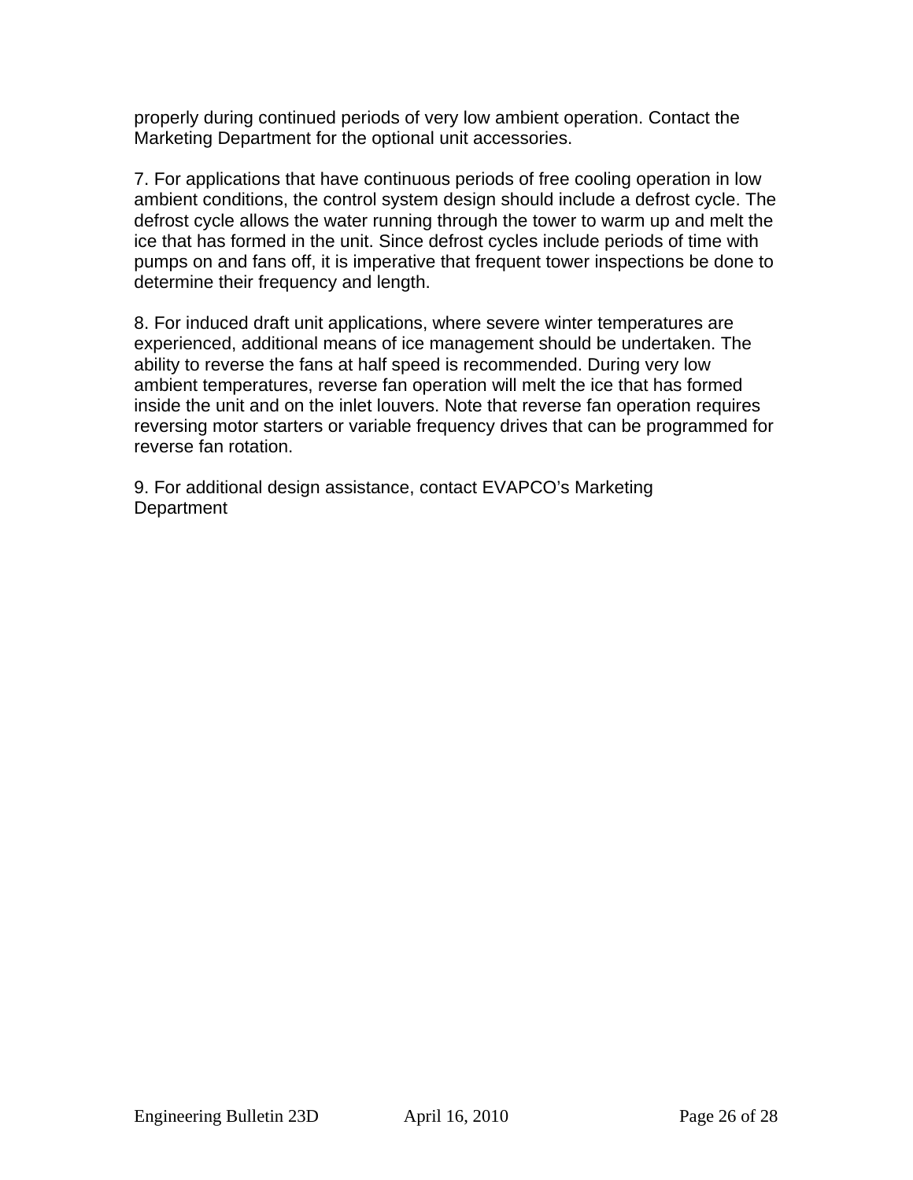properly during continued periods of very low ambient operation. Contact the Marketing Department for the optional unit accessories.

7. For applications that have continuous periods of free cooling operation in low ambient conditions, the control system design should include a defrost cycle. The defrost cycle allows the water running through the tower to warm up and melt the ice that has formed in the unit. Since defrost cycles include periods of time with pumps on and fans off, it is imperative that frequent tower inspections be done to determine their frequency and length.

8. For induced draft unit applications, where severe winter temperatures are experienced, additional means of ice management should be undertaken. The ability to reverse the fans at half speed is recommended. During very low ambient temperatures, reverse fan operation will melt the ice that has formed inside the unit and on the inlet louvers. Note that reverse fan operation requires reversing motor starters or variable frequency drives that can be programmed for reverse fan rotation.

9. For additional design assistance, contact EVAPCO's Marketing Department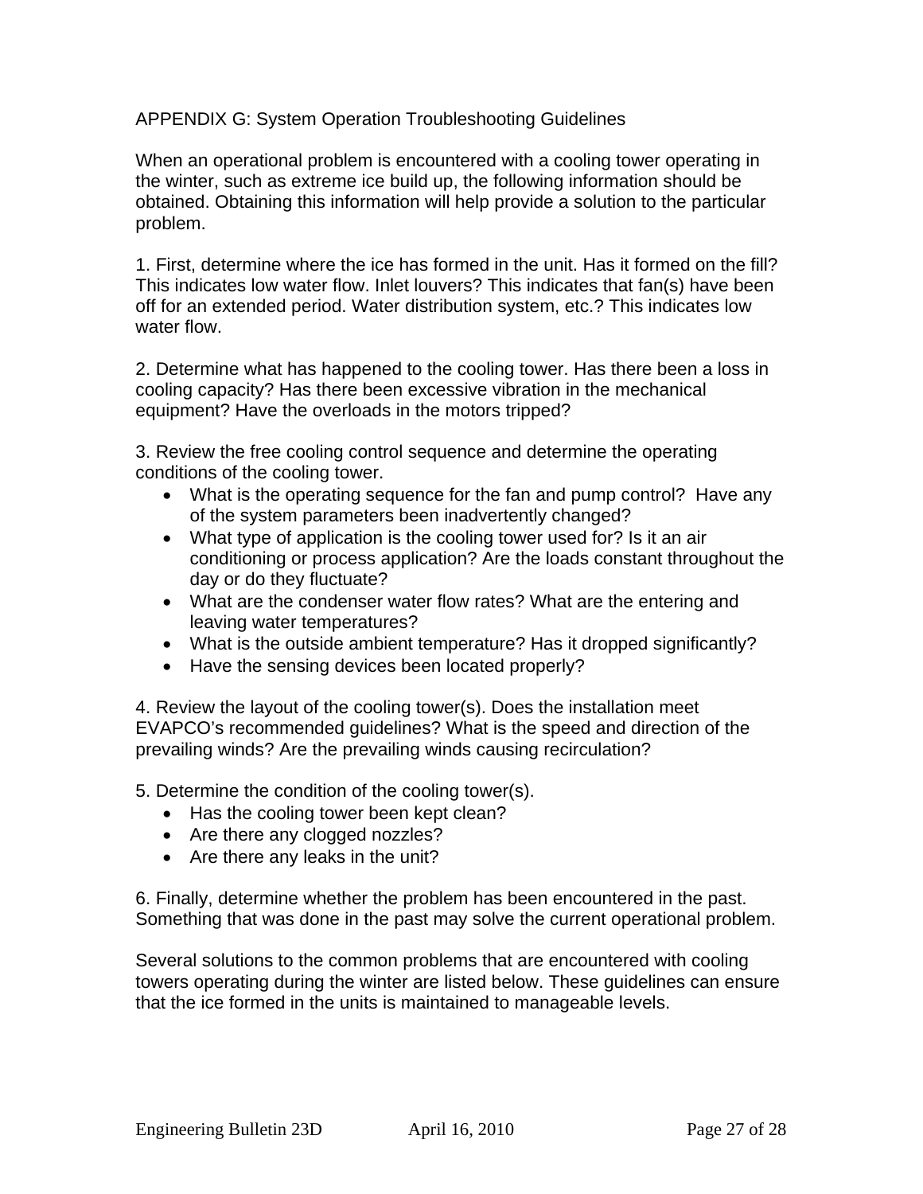## APPENDIX G: System Operation Troubleshooting Guidelines

When an operational problem is encountered with a cooling tower operating in the winter, such as extreme ice build up, the following information should be obtained. Obtaining this information will help provide a solution to the particular problem.

1. First, determine where the ice has formed in the unit. Has it formed on the fill? This indicates low water flow. Inlet louvers? This indicates that fan(s) have been off for an extended period. Water distribution system, etc.? This indicates low water flow.

2. Determine what has happened to the cooling tower. Has there been a loss in cooling capacity? Has there been excessive vibration in the mechanical equipment? Have the overloads in the motors tripped?

3. Review the free cooling control sequence and determine the operating conditions of the cooling tower.
   - What is the operating sequence for the fan and pump control? Have any of the system parameters been inadvertently changed?
   - What type of application is the cooling tower used for? Is it an air conditioning or process application? Are the loads constant throughout the day or do they fluctuate?
   - What are the condenser water flow rates? What are the entering and leaving water temperatures?
   - What is the outside ambient temperature? Has it dropped significantly?
   - Have the sensing devices been located properly?

4. Review the layout of the cooling tower(s). Does the installation meet EVAPCO's recommended guidelines? What is the speed and direction of the prevailing winds? Are the prevailing winds causing recirculation?

5. Determine the condition of the cooling tower(s).
   - Has the cooling tower been kept clean?
   - Are there any clogged nozzles?
   - Are there any leaks in the unit?

6. Finally, determine whether the problem has been encountered in the past. Something that was done in the past may solve the current operational problem.

Several solutions to the common problems that are encountered with cooling towers operating during the winter are listed below. These guidelines can ensure that the ice formed in the units is maintained to manageable levels.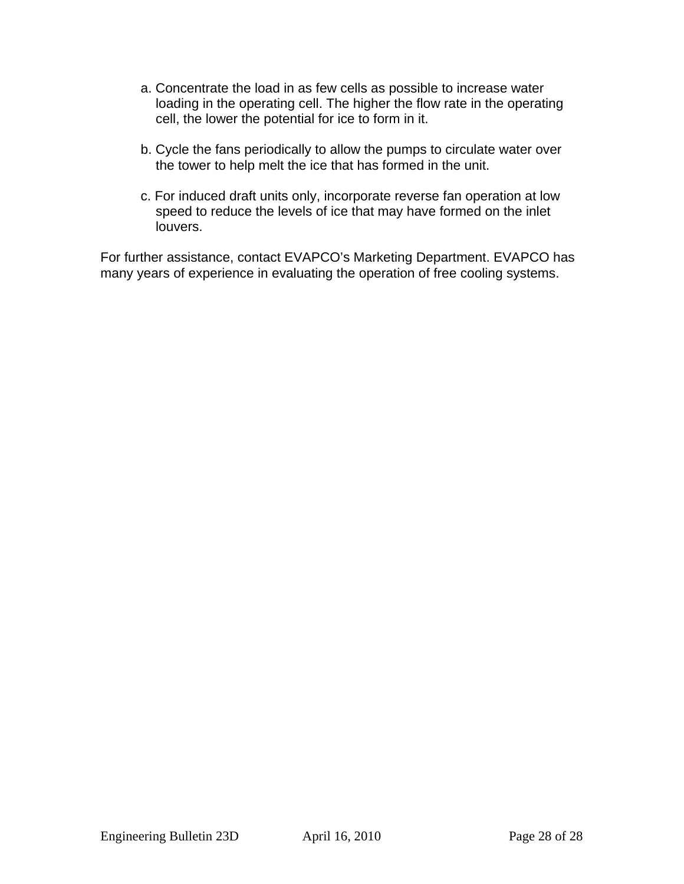a. Concentrate the load in as few cells as possible to increase water loading in the operating cell. The higher the flow rate in the operating cell, the lower the potential for ice to form in it.

b. Cycle the fans periodically to allow the pumps to circulate water over the tower to help melt the ice that has formed in the unit.

c. For induced draft units only, incorporate reverse fan operation at low speed to reduce the levels of ice that may have formed on the inlet louvers.

For further assistance, contact EVAPCO's Marketing Department. EVAPCO has many years of experience in evaluating the operation of free cooling systems.